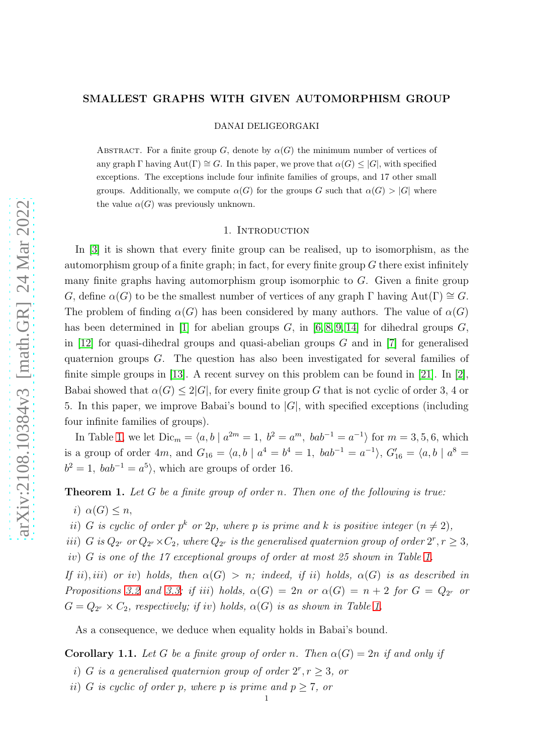# SMALLEST GRAPHS WITH GIVEN AUTOMORPHISM GROUP

DANAI DELIGEORGAKI

Abstract. For a finite group $G$, denote by $\alpha(G)$ the minimum number of vertices of any graph $\Gamma$ having $\mathrm{Aut}(\Gamma) \cong G$. In this paper, we prove that $\alpha(G) \leq |G|$, with specified exceptions. The exceptions include four infinite families of groups, and 17 other small groups. Additionally, we compute $\alpha(G)$ for the groups $G$ such that $\alpha(G) > |G|$ where the value $\alpha(G)$ was previously unknown.

## 1. Introduction

In [3] it is shown that every finite group can be realised, up to isomorphism, as the automorphism group of a finite graph; in fact, for every finite group $G$ there exist infinitely many finite graphs having automorphism group isomorphic to $G$. Given a finite group $G$, define $\alpha(G)$ to be the smallest number of vertices of any graph $\Gamma$ having $\mathrm{Aut}(\Gamma) \cong G$. The problem of finding $\alpha(G)$ has been considered by many authors. The value of $\alpha(G)$ has been determined in [1] for abelian groups $G$, in [6, 8, 9, 14] for dihedral groups $G$, in [12] for quasi-dihedral groups and quasi-abelian groups $G$ and in [7] for generalised quaternion groups $G$. The question has also been investigated for several families of finite simple groups in [13]. A recent survey on this problem can be found in [21]. In [2], Babai showed that $\alpha(G) \leq 2|G|$, for every finite group $G$ that is not cyclic of order 3, 4 or 5. In this paper, we improve Babai's bound to $|G|$, with specified exceptions (including four infinite families of groups).

In Table 1, we let $\mathrm{Dic}_m = \langle a, b \mid a^{2m} = 1,\ b^2 = a^m,\ bab^{-1} = a^{-1}\rangle$ for $m = 3, 5, 6$, which is a group of order $4m$, and $G_{16} = \langle a, b \mid a^4 = b^4 = 1,\ bab^{-1} = a^{-1}\rangle$, $G'_{16} = \langle a, b \mid a^8 = b^2 = 1,\ bab^{-1} = a^5\rangle$, which are groups of order 16.

**Theorem 1.** *Let $G$ be a finite group of order $n$. Then one of the following is true:*

*i)* $\alpha(G) \leq n$,

*ii)* *$G$ is cyclic of order $p^k$ or $2p$, where $p$ is prime and $k$ is positive integer ($n \neq 2$),*

*iii)* *$G$ is $Q_{2^r}$ or $Q_{2^r} \times C_2$, where $Q_{2^r}$ is the generalised quaternion group of order $2^r, r \geq 3$,*

*iv)* *$G$ is one of the 17 exceptional groups of order at most 25 shown in Table 1.*

*If ii), iii) or iv) holds, then $\alpha(G) > n$; indeed, if ii) holds, $\alpha(G)$ is as described in Propositions 3.2 and 3.3; if iii) holds, $\alpha(G) = 2n$ or $\alpha(G) = n + 2$ for $G = Q_{2^r}$ or $G = Q_{2^r} \times C_2$, respectively; if iv) holds, $\alpha(G)$ is as shown in Table 1.*

As a consequence, we deduce when equality holds in Babai's bound.

**Corollary 1.1.** *Let $G$ be a finite group of order $n$. Then $\alpha(G) = 2n$ if and only if*

*i)* *$G$ is a generalised quaternion group of order $2^r, r \geq 3$, or*

*ii)* *$G$ is cyclic of order $p$, where $p$ is prime and $p \geq 7$, or*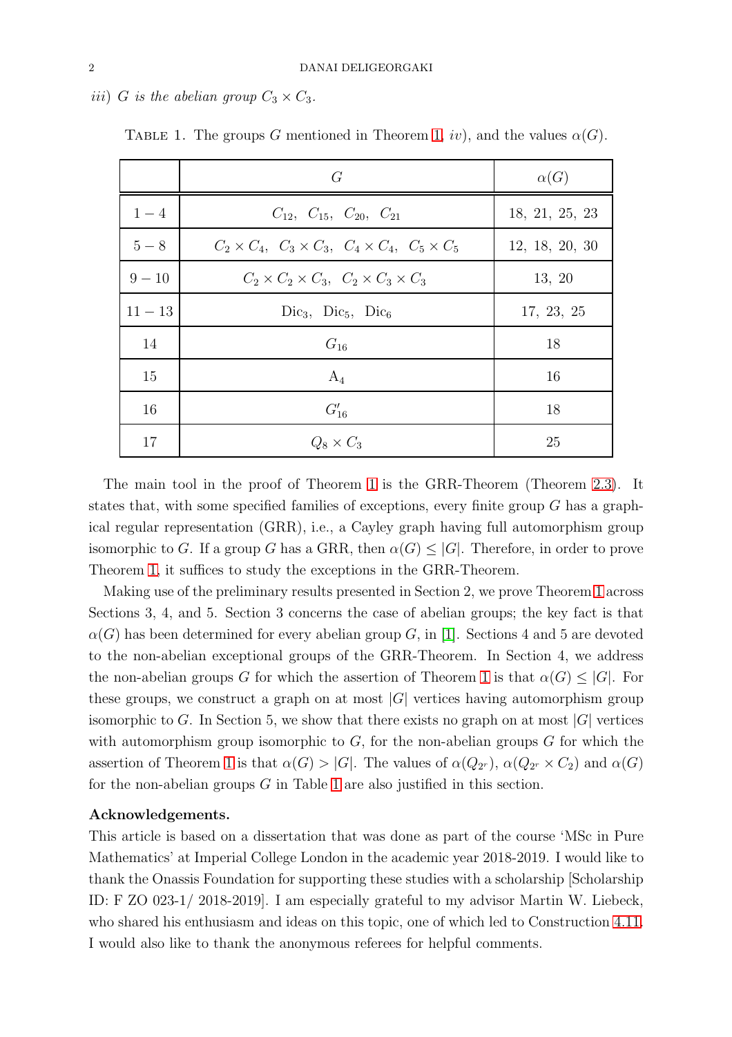*iii)* $G$ *is the abelian group* $C_3 \times C_3$.

Table 1. The groups $G$ mentioned in Theorem 1, *iv*), and the values $\alpha(G)$.

| | $G$ | $\alpha(G)$ |
|---|---|---|
| $1-4$ | $C_{12}$, $C_{15}$, $C_{20}$, $C_{21}$ | 18, 21, 25, 23 |
| $5-8$ | $C_2 \times C_4$, $C_3 \times C_3$, $C_4 \times C_4$, $C_5 \times C_5$ | 12, 18, 20, 30 |
| $9-10$ | $C_2 \times C_2 \times C_3$, $C_2 \times C_3 \times C_3$ | 13, 20 |
| $11-13$ | $\mathrm{Dic}_3$, $\mathrm{Dic}_5$, $\mathrm{Dic}_6$ | 17, 23, 25 |
| 14 | $G_{16}$ | 18 |
| 15 | $\mathrm{A}_4$ | 16 |
| 16 | $G'_{16}$ | 18 |
| 17 | $Q_8 \times C_3$ | 25 |

The main tool in the proof of Theorem 1 is the GRR-Theorem (Theorem 2.3). It states that, with some specified families of exceptions, every finite group $G$ has a graphical regular representation (GRR), i.e., a Cayley graph having full automorphism group isomorphic to $G$. If a group $G$ has a GRR, then $\alpha(G) \leq |G|$. Therefore, in order to prove Theorem 1, it suffices to study the exceptions in the GRR-Theorem.

Making use of the preliminary results presented in Section 2, we prove Theorem 1 across Sections 3, 4, and 5. Section 3 concerns the case of abelian groups; the key fact is that $\alpha(G)$ has been determined for every abelian group $G$, in [1]. Sections 4 and 5 are devoted to the non-abelian exceptional groups of the GRR-Theorem. In Section 4, we address the non-abelian groups $G$ for which the assertion of Theorem 1 is that $\alpha(G) \leq |G|$. For these groups, we construct a graph on at most $|G|$ vertices having automorphism group isomorphic to $G$. In Section 5, we show that there exists no graph on at most $|G|$ vertices with automorphism group isomorphic to $G$, for the non-abelian groups $G$ for which the assertion of Theorem 1 is that $\alpha(G) > |G|$. The values of $\alpha(Q_{2^r})$, $\alpha(Q_{2^r} \times C_2)$ and $\alpha(G)$ for the non-abelian groups $G$ in Table 1 are also justified in this section.

**Acknowledgements.**
This article is based on a dissertation that was done as part of the course 'MSc in Pure Mathematics' at Imperial College London in the academic year 2018-2019. I would like to thank the Onassis Foundation for supporting these studies with a scholarship [Scholarship ID: F ZO 023-1/ 2018-2019]. I am especially grateful to my advisor Martin W. Liebeck, who shared his enthusiasm and ideas on this topic, one of which led to Construction 4.11. I would also like to thank the anonymous referees for helpful comments.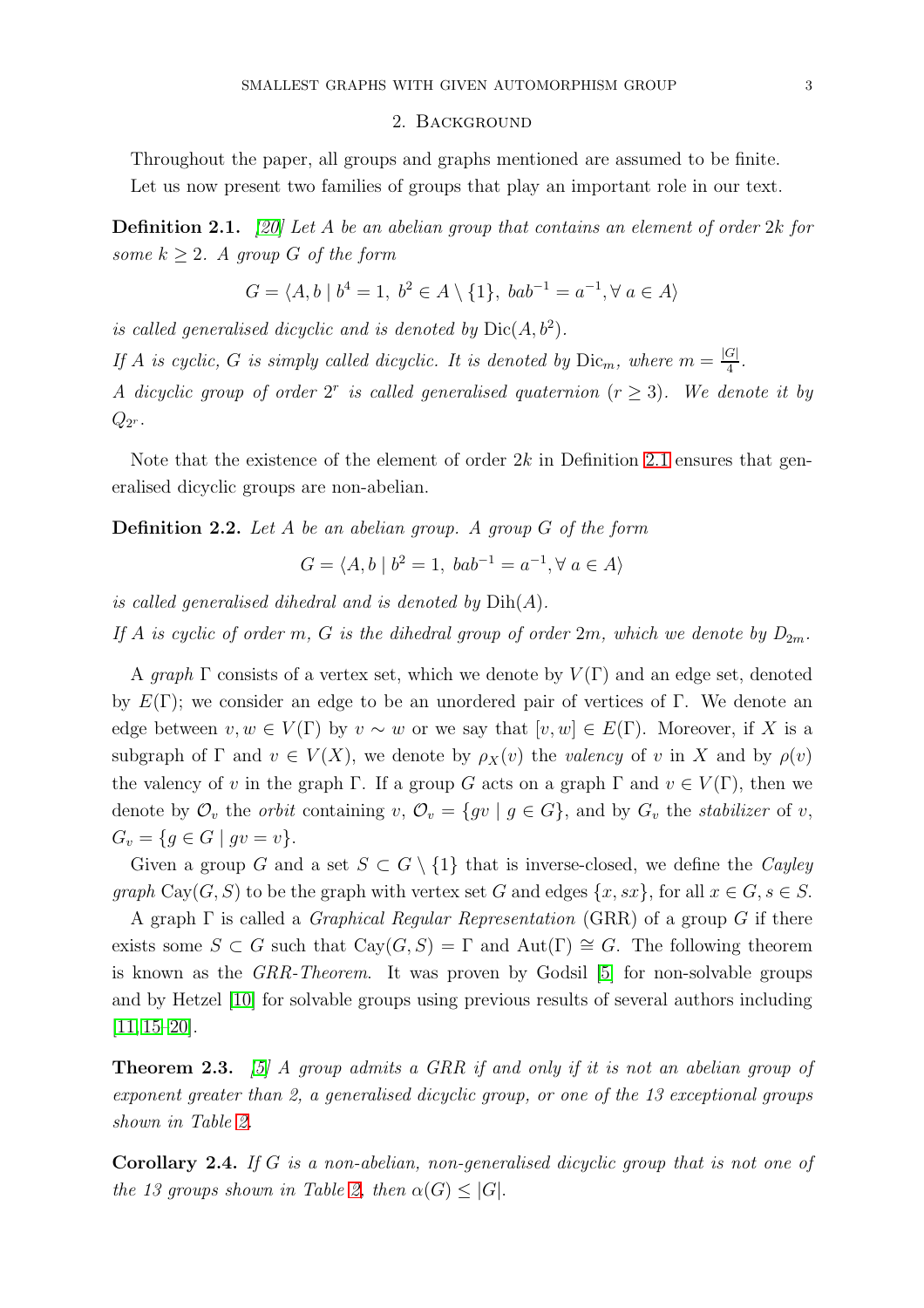## 2. Background

Throughout the paper, all groups and graphs mentioned are assumed to be finite.

Let us now present two families of groups that play an important role in our text.

**Definition 2.1.** *[20] Let $A$ be an abelian group that contains an element of order $2k$ for some $k \geq 2$. A group $G$ of the form*

$$G = \langle A, b \mid b^4 = 1,\ b^2 \in A \setminus \{1\},\ bab^{-1} = a^{-1}, \forall\ a \in A \rangle$$

*is called generalised dicyclic and is denoted by $\mathrm{Dic}(A, b^2)$.*

*If $A$ is cyclic, $G$ is simply called dicyclic. It is denoted by $\mathrm{Dic}_m$, where $m = \frac{|G|}{4}$.*

*A dicyclic group of order $2^r$ is called generalised quaternion ($r \geq 3$). We denote it by $Q_{2^r}$.*

Note that the existence of the element of order $2k$ in Definition 2.1 ensures that generalised dicyclic groups are non-abelian.

**Definition 2.2.** *Let $A$ be an abelian group. A group $G$ of the form*

$$G = \langle A, b \mid b^2 = 1,\ bab^{-1} = a^{-1}, \forall\ a \in A \rangle$$

*is called generalised dihedral and is denoted by $\mathrm{Dih}(A)$.*

*If $A$ is cyclic of order $m$, $G$ is the dihedral group of order $2m$, which we denote by $D_{2m}$.*

A *graph* $\Gamma$ consists of a vertex set, which we denote by $V(\Gamma)$ and an edge set, denoted by $E(\Gamma)$; we consider an edge to be an unordered pair of vertices of $\Gamma$. We denote an edge between $v, w \in V(\Gamma)$ by $v \sim w$ or we say that $[v, w] \in E(\Gamma)$. Moreover, if $X$ is a subgraph of $\Gamma$ and $v \in V(X)$, we denote by $\rho_X(v)$ the *valency* of $v$ in $X$ and by $\rho(v)$ the valency of $v$ in the graph $\Gamma$. If a group $G$ acts on a graph $\Gamma$ and $v \in V(\Gamma)$, then we denote by $\mathcal{O}_v$ the *orbit* containing $v$, $\mathcal{O}_v = \{gv \mid g \in G\}$, and by $G_v$ the *stabilizer* of $v$, $G_v = \{g \in G \mid gv = v\}$.

Given a group $G$ and a set $S \subset G \setminus \{1\}$ that is inverse-closed, we define the *Cayley graph* $\mathrm{Cay}(G, S)$ to be the graph with vertex set $G$ and edges $\{x, sx\}$, for all $x \in G, s \in S$.

A graph $\Gamma$ is called a *Graphical Regular Representation* (GRR) of a group $G$ if there exists some $S \subset G$ such that $\mathrm{Cay}(G, S) = \Gamma$ and $\mathrm{Aut}(\Gamma) \cong G$. The following theorem is known as the *GRR-Theorem*. It was proven by Godsil [5] for non-solvable groups and by Hetzel [10] for solvable groups using previous results of several authors including [11, 15–20].

**Theorem 2.3.** *[5] A group admits a GRR if and only if it is not an abelian group of exponent greater than 2, a generalised dicyclic group, or one of the 13 exceptional groups shown in Table 2.*

**Corollary 2.4.** *If $G$ is a non-abelian, non-generalised dicyclic group that is not one of the 13 groups shown in Table 2, then $\alpha(G) \leq |G|$.*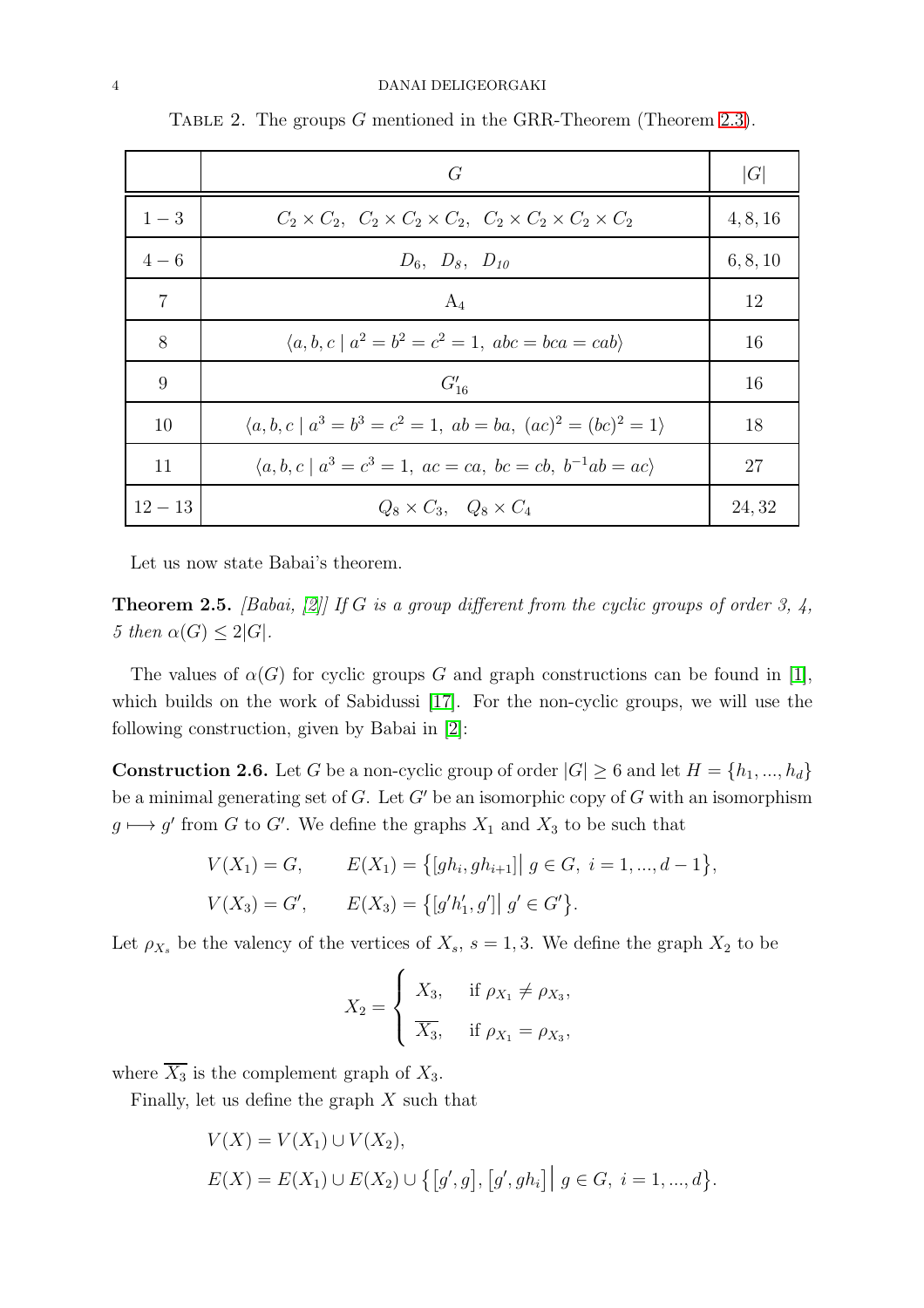Table 2. The groups $G$ mentioned in the GRR-Theorem (Theorem 2.3).

| | $G$ | $\|G\|$ |
|---|---|---|
| $1-3$ | $C_2 \times C_2,\ \ C_2 \times C_2 \times C_2,\ \ C_2 \times C_2 \times C_2 \times C_2$ | $4, 8, 16$ |
| $4-6$ | $D_6,\ \ D_8,\ \ D_{10}$ | $6, 8, 10$ |
| $7$ | $\mathrm{A}_4$ | $12$ |
| $8$ | $\langle a, b, c \mid a^2 = b^2 = c^2 = 1,\ abc = bca = cab \rangle$ | $16$ |
| $9$ | $G'_{16}$ | $16$ |
| $10$ | $\langle a, b, c \mid a^3 = b^3 = c^2 = 1,\ ab = ba,\ (ac)^2 = (bc)^2 = 1 \rangle$ | $18$ |
| $11$ | $\langle a, b, c \mid a^3 = c^3 = 1,\ ac = ca,\ bc = cb,\ b^{-1}ab = ac \rangle$ | $27$ |
| $12-13$ | $Q_8 \times C_3,\ \ \ Q_8 \times C_4$ | $24, 32$ |

Let us now state Babai's theorem.

**Theorem 2.5.** *[Babai, [2]] If $G$ is a group different from the cyclic groups of order 3, 4, 5 then $\alpha(G) \leq 2|G|$.*

The values of $\alpha(G)$ for cyclic groups $G$ and graph constructions can be found in [1], which builds on the work of Sabidussi [17]. For the non-cyclic groups, we will use the following construction, given by Babai in [2]:

**Construction 2.6.** Let $G$ be a non-cyclic group of order $|G| \geq 6$ and let $H = \{h_1, ..., h_d\}$ be a minimal generating set of $G$. Let $G'$ be an isomorphic copy of $G$ with an isomorphism $g \longmapsto g'$ from $G$ to $G'$. We define the graphs $X_1$ and $X_3$ to be such that

$$V(X_1) = G, \qquad E(X_1) = \big\{[gh_i, gh_{i+1}] \big|\ g \in G,\ i = 1, ..., d-1\big\},$$

$$V(X_3) = G', \qquad E(X_3) = \big\{[g'h'_1, g'] \big|\ g' \in G'\big\}.$$

Let $\rho_{X_s}$ be the valency of the vertices of $X_s$, $s = 1, 3$. We define the graph $X_2$ to be

$$X_2 = \begin{cases} X_3, & \text{if } \rho_{X_1} \neq \rho_{X_3}, \\ \overline{X_3}, & \text{if } \rho_{X_1} = \rho_{X_3}, \end{cases}$$

where $\overline{X_3}$ is the complement graph of $X_3$.

Finally, let us define the graph $X$ such that

$$V(X) = V(X_1) \cup V(X_2),$$

$$E(X) = E(X_1) \cup E(X_2) \cup \big\{ [g', g], [g', gh_i] \big|\ g \in G,\ i = 1, ..., d \big\}.$$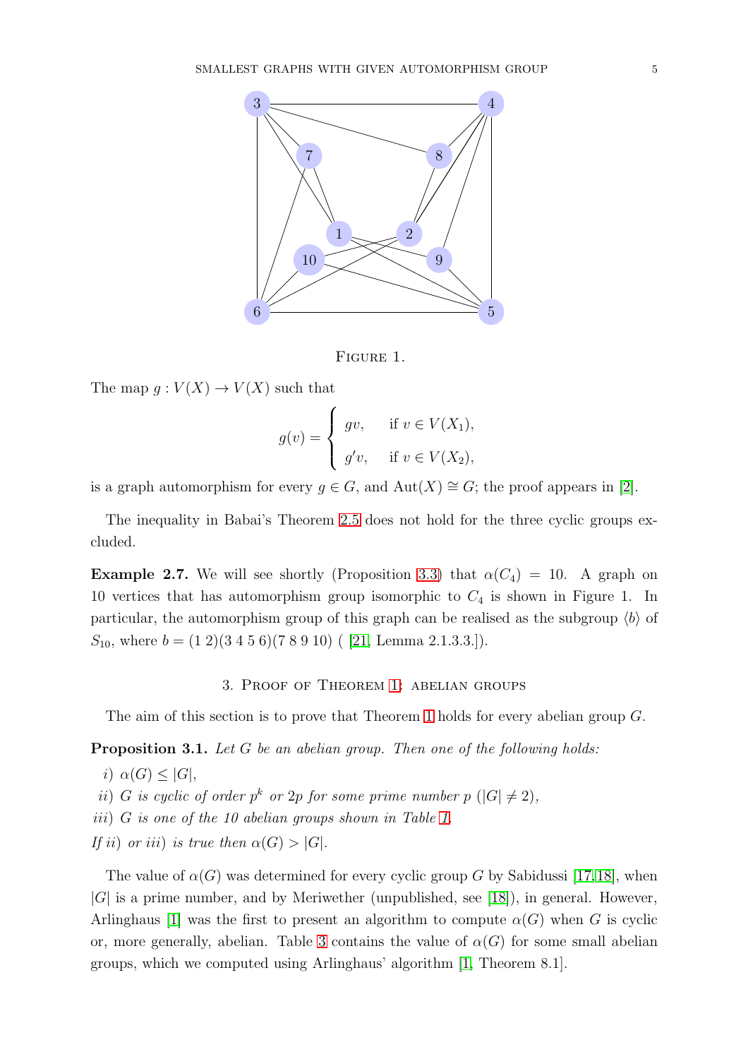Figure 1.

The map $g : V(X) \to V(X)$ such that

$$g(v) = \begin{cases} gv, & \text{if } v \in V(X_1), \\ g'v, & \text{if } v \in V(X_2), \end{cases}$$

is a graph automorphism for every $g \in G$, and $\mathrm{Aut}(X) \cong G$; the proof appears in [2].

The inequality in Babai's Theorem 2.5 does not hold for the three cyclic groups excluded.

**Example 2.7.** We will see shortly (Proposition 3.3) that $\alpha(C_4) = 10$. A graph on 10 vertices that has automorphism group isomorphic to $C_4$ is shown in Figure 1. In particular, the automorphism group of this graph can be realised as the subgroup $\langle b \rangle$ of $S_{10}$, where $b = (1\ 2)(3\ 4\ 5\ 6)(7\ 8\ 9\ 10)$ ( [21, Lemma 2.1.3.3.]).

## 3. Proof of Theorem 1: abelian groups

The aim of this section is to prove that Theorem 1 holds for every abelian group $G$.

**Proposition 3.1.** *Let $G$ be an abelian group. Then one of the following holds:*

*i)* $\alpha(G) \leq |G|$,

*ii)* *$G$ is cyclic of order $p^k$ or $2p$ for some prime number $p$ ($|G| \neq 2$),*

*iii)* *$G$ is one of the 10 abelian groups shown in Table 1.*

*If ii) or iii) is true then $\alpha(G) > |G|$.*

The value of $\alpha(G)$ was determined for every cyclic group $G$ by Sabidussi [17,18], when $|G|$ is a prime number, and by Meriwether (unpublished, see [18]), in general. However, Arlinghaus [1] was the first to present an algorithm to compute $\alpha(G)$ when $G$ is cyclic or, more generally, abelian. Table 3 contains the value of $\alpha(G)$ for some small abelian groups, which we computed using Arlinghaus' algorithm [1, Theorem 8.1].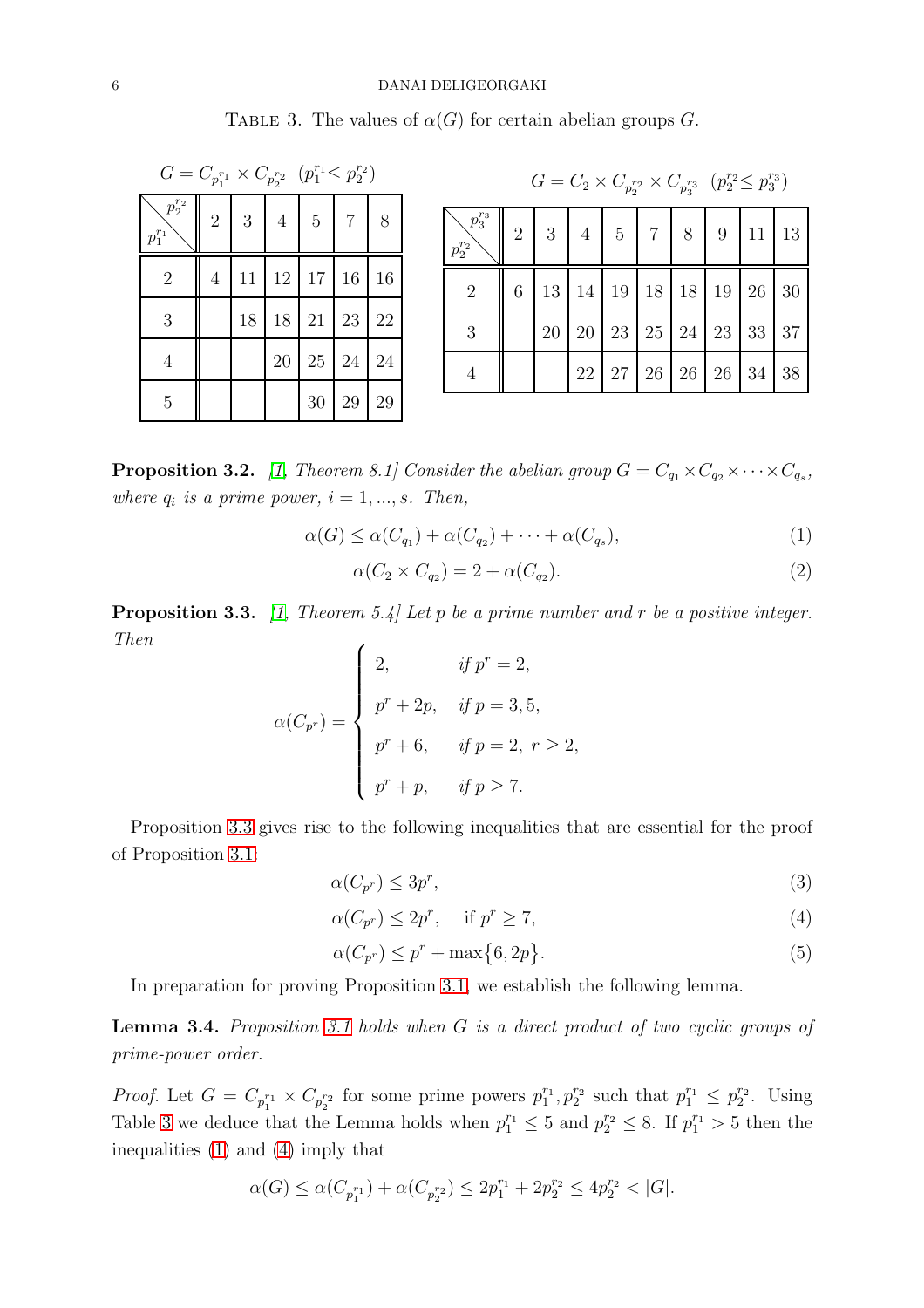TABLE 3. The values of $\alpha(G)$ for certain abelian groups $G$.

$G = C_{p_1^{r_1}} \times C_{p_2^{r_2}}$ $(p_1^{r_1} \leq p_2^{r_2})$

| $p_1^{r_1}$ \ $p_2^{r_2}$ | 2 | 3 | 4 | 5 | 7 | 8 |
|---|---|---|---|---|---|---|
| 2 | 4 | 11 | 12 | 17 | 16 | 16 |
| 3 | | 18 | 18 | 21 | 23 | 22 |
| 4 | | | 20 | 25 | 24 | 24 |
| 5 | | | | 30 | 29 | 29 |

$G = C_2 \times C_{p_2^{r_2}} \times C_{p_3^{r_3}}$ $(p_2^{r_2} \leq p_3^{r_3})$

| $p_2^{r_2}$ \ $p_3^{r_3}$ | 2 | 3 | 4 | 5 | 7 | 8 | 9 | 11 | 13 |
|---|---|---|---|---|---|---|---|---|---|
| 2 | 6 | 13 | 14 | 19 | 18 | 18 | 19 | 26 | 30 |
| 3 | | 20 | 20 | 23 | 25 | 24 | 23 | 33 | 37 |
| 4 | | | 22 | 27 | 26 | 26 | 26 | 34 | 38 |

**Proposition 3.2.** *[1, Theorem 8.1] Consider the abelian group $G = C_{q_1} \times C_{q_2} \times \cdots \times C_{q_s}$, where $q_i$ is a prime power, $i = 1, ..., s$. Then,*

$$\alpha(G) \leq \alpha(C_{q_1}) + \alpha(C_{q_2}) + \cdots + \alpha(C_{q_s}), \tag{1}$$

$$\alpha(C_2 \times C_{q_2}) = 2 + \alpha(C_{q_2}). \tag{2}$$

**Proposition 3.3.** *[1, Theorem 5.4] Let $p$ be a prime number and $r$ be a positive integer. Then*

$$\alpha(C_{p^r}) = \begin{cases} 2, & \text{if } p^r = 2, \\ p^r + 2p, & \text{if } p = 3, 5, \\ p^r + 6, & \text{if } p = 2, \ r \geq 2, \\ p^r + p, & \text{if } p \geq 7. \end{cases}$$

Proposition 3.3 gives rise to the following inequalities that are essential for the proof of Proposition 3.1:

$$\alpha(C_{p^r}) \leq 3p^r, \tag{3}$$

$$\alpha(C_{p^r}) \leq 2p^r, \quad \text{if } p^r \geq 7, \tag{4}$$

$$\alpha(C_{p^r}) \leq p^r + \max\{6, 2p\}. \tag{5}$$

In preparation for proving Proposition 3.1, we establish the following lemma.

**Lemma 3.4.** *Proposition 3.1 holds when $G$ is a direct product of two cyclic groups of prime-power order.*

*Proof.* Let $G = C_{p_1^{r_1}} \times C_{p_2^{r_2}}$ for some prime powers $p_1^{r_1}, p_2^{r_2}$ such that $p_1^{r_1} \leq p_2^{r_2}$. Using Table 3 we deduce that the Lemma holds when $p_1^{r_1} \leq 5$ and $p_2^{r_2} \leq 8$. If $p_1^{r_1} > 5$ then the inequalities (1) and (4) imply that

$$\alpha(G) \leq \alpha(C_{p_1^{r_1}}) + \alpha(C_{p_2^{r_2}}) \leq 2p_1^{r_1} + 2p_2^{r_2} \leq 4p_2^{r_2} < |G|.$$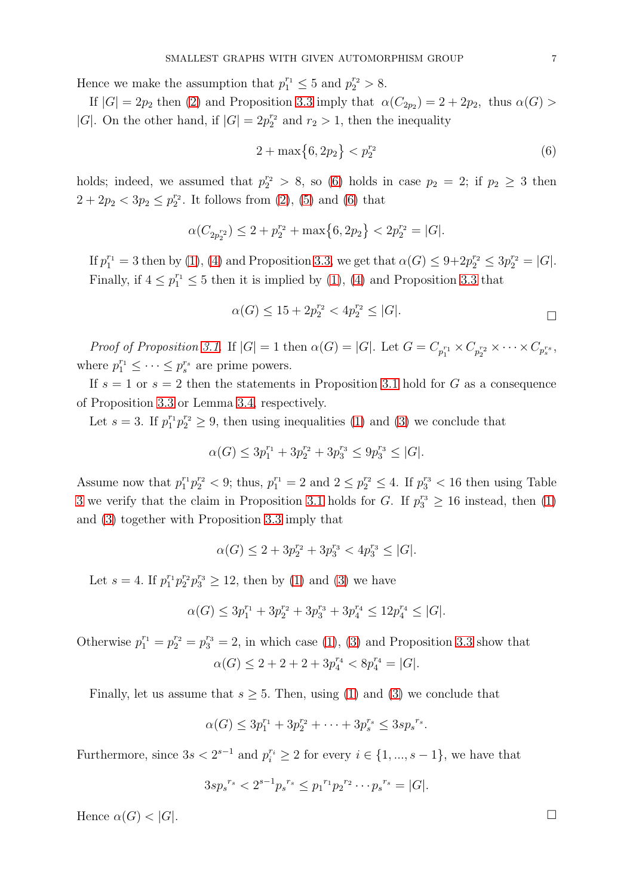Hence we make the assumption that $p_1^{r_1} \leq 5$ and $p_2^{r_2} > 8$.

If $|G| = 2p_2$ then (2) and Proposition 3.3 imply that $\alpha(C_{2p_2}) = 2 + 2p_2$, thus $\alpha(G) > |G|$. On the other hand, if $|G| = 2p_2^{r_2}$ and $r_2 > 1$, then the inequality

$$2 + \max\{6, 2p_2\} < p_2^{r_2} \tag{6}$$

holds; indeed, we assumed that $p_2^{r_2} > 8$, so (6) holds in case $p_2 = 2$; if $p_2 \geq 3$ then $2 + 2p_2 < 3p_2 \leq p_2^{r_2}$. It follows from (2), (5) and (6) that

$$\alpha(C_{2p_2^{r_2}}) \leq 2 + p_2^{r_2} + \max\{6, 2p_2\} < 2p_2^{r_2} = |G|.$$

If $p_1^{r_1} = 3$ then by (1), (4) and Proposition 3.3, we get that $\alpha(G) \leq 9 + 2p_2^{r_2} \leq 3p_2^{r_2} = |G|$.

Finally, if $4 \leq p_1^{r_1} \leq 5$ then it is implied by (1), (4) and Proposition 3.3 that

$$\alpha(G) \leq 15 + 2p_2^{r_2} < 4p_2^{r_2} \leq |G|.$$

□

*Proof of Proposition 3.1.* If $|G| = 1$ then $\alpha(G) = |G|$. Let $G = C_{p_1^{r_1}} \times C_{p_2^{r_2}} \times \cdots \times C_{p_s^{r_s}}$, where $p_1^{r_1} \leq \cdots \leq p_s^{r_s}$ are prime powers.

If $s = 1$ or $s = 2$ then the statements in Proposition 3.1 hold for $G$ as a consequence of Proposition 3.3 or Lemma 3.4, respectively.

Let $s = 3$. If $p_1^{r_1} p_2^{r_2} \geq 9$, then using inequalities (1) and (3) we conclude that

$$\alpha(G) \leq 3p_1^{r_1} + 3p_2^{r_2} + 3p_3^{r_3} \leq 9p_3^{r_3} \leq |G|.$$

Assume now that $p_1^{r_1} p_2^{r_2} < 9$; thus, $p_1^{r_1} = 2$ and $2 \leq p_2^{r_2} \leq 4$. If $p_3^{r_3} < 16$ then using Table 3 we verify that the claim in Proposition 3.1 holds for $G$. If $p_3^{r_3} \geq 16$ instead, then (1) and (3) together with Proposition 3.3 imply that

$$\alpha(G) \leq 2 + 3p_2^{r_2} + 3p_3^{r_3} < 4p_3^{r_3} \leq |G|.$$

Let $s = 4$. If $p_1^{r_1} p_2^{r_2} p_3^{r_3} \geq 12$, then by (1) and (3) we have

$$\alpha(G) \leq 3p_1^{r_1} + 3p_2^{r_2} + 3p_3^{r_3} + 3p_4^{r_4} \leq 12p_4^{r_4} \leq |G|.$$

Otherwise $p_1^{r_1} = p_2^{r_2} = p_3^{r_3} = 2$, in which case (1), (3) and Proposition 3.3 show that

$$\alpha(G) \leq 2 + 2 + 2 + 3p_4^{r_4} < 8p_4^{r_4} = |G|.$$

Finally, let us assume that $s \geq 5$. Then, using (1) and (3) we conclude that

$$\alpha(G) \leq 3p_1^{r_1} + 3p_2^{r_2} + \cdots + 3p_s^{r_s} \leq 3s{p_s}^{r_s}.$$

Furthermore, since $3s < 2^{s-1}$ and $p_i^{r_i} \geq 2$ for every $i \in \{1, ..., s-1\}$, we have that

$$3s{p_s}^{r_s} < 2^{s-1}{p_s}^{r_s} \leq {p_1}^{r_1}{p_2}^{r_2} \cdots {p_s}^{r_s} = |G|.$$

Hence $\alpha(G) < |G|$. □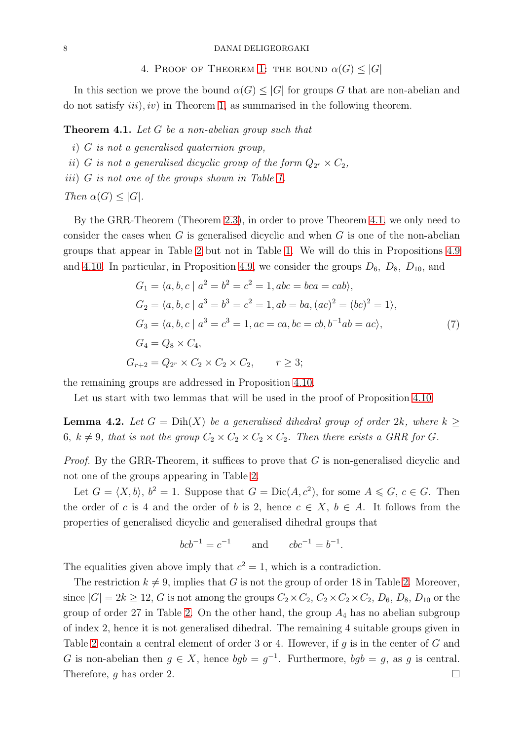## 4. Proof of Theorem 1: the bound $\alpha(G) \le |G|$

In this section we prove the bound $\alpha(G) \le |G|$ for groups $G$ that are non-abelian and do not satisfy $iii), iv)$ in Theorem 1, as summarised in the following theorem.

**Theorem 4.1.** *Let $G$ be a non-abelian group such that*

*i) $G$ is not a generalised quaternion group,*

*ii) $G$ is not a generalised dicyclic group of the form $Q_{2^r} \times C_2$,*

*iii) $G$ is not one of the groups shown in Table 1.*

*Then $\alpha(G) \le |G|$.*

By the GRR-Theorem (Theorem 2.3), in order to prove Theorem 4.1, we only need to consider the cases when $G$ is generalised dicyclic and when $G$ is one of the non-abelian groups that appear in Table 2 but not in Table 1. We will do this in Propositions 4.9 and 4.10. In particular, in Proposition 4.9, we consider the groups $D_6$, $D_8$, $D_{10}$, and

$$
\begin{aligned}
G_1 &= \langle a, b, c \mid a^2 = b^2 = c^2 = 1, abc = bca = cab \rangle, \\
G_2 &= \langle a, b, c \mid a^3 = b^3 = c^2 = 1, ab = ba, (ac)^2 = (bc)^2 = 1 \rangle, \\
G_3 &= \langle a, b, c \mid a^3 = c^3 = 1, ac = ca, bc = cb, b^{-1}ab = ac \rangle, \qquad (7)\\
G_4 &= Q_8 \times C_4, \\
G_{r+2} &= Q_{2^r} \times C_2 \times C_2 \times C_2, \qquad r \ge 3;
\end{aligned}
$$

the remaining groups are addressed in Proposition 4.10.

Let us start with two lemmas that will be used in the proof of Proposition 4.10.

**Lemma 4.2.** *Let $G = \mathrm{Dih}(X)$ be a generalised dihedral group of order $2k$, where $k \ge 6$, $k \ne 9$, that is not the group $C_2 \times C_2 \times C_2 \times C_2$. Then there exists a GRR for $G$.*

*Proof.* By the GRR-Theorem, it suffices to prove that $G$ is non-generalised dicyclic and not one of the groups appearing in Table 2.

Let $G = \langle X, b \rangle$, $b^2 = 1$. Suppose that $G = \mathrm{Dic}(A, c^2)$, for some $A \leqslant G$, $c \in G$. Then the order of $c$ is 4 and the order of $b$ is 2, hence $c \in X$, $b \in A$. It follows from the properties of generalised dicyclic and generalised dihedral groups that

$$bcb^{-1} = c^{-1} \qquad \text{and} \qquad cbc^{-1} = b^{-1}.$$

The equalities given above imply that $c^2 = 1$, which is a contradiction.

The restriction $k \ne 9$, implies that $G$ is not the group of order 18 in Table 2. Moreover, since $|G| = 2k \ge 12$, $G$ is not among the groups $C_2 \times C_2$, $C_2 \times C_2 \times C_2$, $D_6$, $D_8$, $D_{10}$ or the group of order 27 in Table 2. On the other hand, the group $A_4$ has no abelian subgroup of index 2, hence it is not generalised dihedral. The remaining 4 suitable groups given in Table 2 contain a central element of order 3 or 4. However, if $g$ is in the center of $G$ and $G$ is non-abelian then $g \in X$, hence $bgb = g^{-1}$. Furthermore, $bgb = g$, as $g$ is central. Therefore, $g$ has order 2. $\square$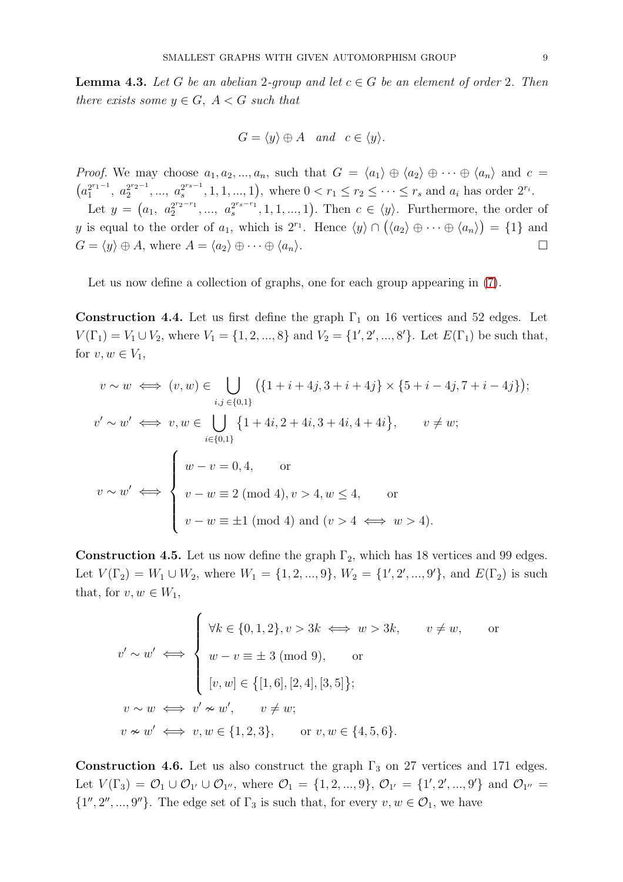**Lemma 4.3.** *Let $G$ be an abelian 2-group and let $c \in G$ be an element of order 2. Then there exists some $y \in G$, $A < G$ such that*

$$G = \langle y \rangle \oplus A \quad \textit{and} \quad c \in \langle y \rangle.$$

*Proof.* We may choose $a_1, a_2, ..., a_n$, such that $G = \langle a_1 \rangle \oplus \langle a_2 \rangle \oplus \cdots \oplus \langle a_n \rangle$ and $c = \left(a_1^{2^{r_1-1}},\ a_2^{2^{r_2-1}}, ...,\ a_s^{2^{r_s-1}}, 1, 1, ..., 1\right)$, where $0 < r_1 \leq r_2 \leq \cdots \leq r_s$ and $a_i$ has order $2^{r_i}$.

Let $y = \left(a_1,\ a_2^{2^{r_2-r_1}}, ...,\ a_s^{2^{r_s-r_1}}, 1, 1, ..., 1\right)$. Then $c \in \langle y \rangle$. Furthermore, the order of $y$ is equal to the order of $a_1$, which is $2^{r_1}$. Hence $\langle y \rangle \cap \left(\langle a_2 \rangle \oplus \cdots \oplus \langle a_n \rangle\right) = \{1\}$ and $G = \langle y \rangle \oplus A$, where $A = \langle a_2 \rangle \oplus \cdots \oplus \langle a_n \rangle$. $\square$

Let us now define a collection of graphs, one for each group appearing in (7).

**Construction 4.4.** Let us first define the graph $\Gamma_1$ on 16 vertices and 52 edges. Let $V(\Gamma_1) = V_1 \cup V_2$, where $V_1 = \{1, 2, ..., 8\}$ and $V_2 = \{1', 2', ..., 8'\}$. Let $E(\Gamma_1)$ be such that, for $v, w \in V_1$,

$$v \sim w \iff (v, w) \in \bigcup_{i,j \in \{0,1\}} \left(\{1+i+4j, 3+i+4j\} \times \{5+i-4j, 7+i-4j\}\right);$$

$$v' \sim w' \iff v, w \in \bigcup_{i \in \{0,1\}} \{1+4i, 2+4i, 3+4i, 4+4i\}, \qquad v \neq w;$$

$$v \sim w' \iff \begin{cases} w - v = 0, 4, & \text{or} \\ v - w \equiv 2 \pmod 4, v > 4, w \leq 4, & \text{or} \\ v - w \equiv \pm 1 \pmod 4 \text{ and } (v > 4 \iff w > 4). \end{cases}$$

**Construction 4.5.** Let us now define the graph $\Gamma_2$, which has 18 vertices and 99 edges. Let $V(\Gamma_2) = W_1 \cup W_2$, where $W_1 = \{1, 2, ..., 9\}$, $W_2 = \{1', 2', ..., 9'\}$, and $E(\Gamma_2)$ is such that, for $v, w \in W_1$,

$$v' \sim w' \iff \begin{cases} \forall k \in \{0, 1, 2\}, v > 3k \iff w > 3k, \qquad v \neq w, & \text{or} \\ w - v \equiv \pm 3 \pmod 9, & \text{or} \\ [v, w] \in \{[1, 6], [2, 4], [3, 5]\}; \end{cases}$$

$$v \sim w \iff v' \nsim w', \qquad v \neq w;$$

$$v \nsim w' \iff v, w \in \{1, 2, 3\}, \qquad \text{or } v, w \in \{4, 5, 6\}.$$

**Construction 4.6.** Let us also construct the graph $\Gamma_3$ on 27 vertices and 171 edges. Let $V(\Gamma_3) = \mathcal{O}_1 \cup \mathcal{O}_{1'} \cup \mathcal{O}_{1''}$, where $\mathcal{O}_1 = \{1, 2, ..., 9\}$, $\mathcal{O}_{1'} = \{1', 2', ..., 9'\}$ and $\mathcal{O}_{1''} = \{1'', 2'', ..., 9''\}$. The edge set of $\Gamma_3$ is such that, for every $v, w \in \mathcal{O}_1$, we have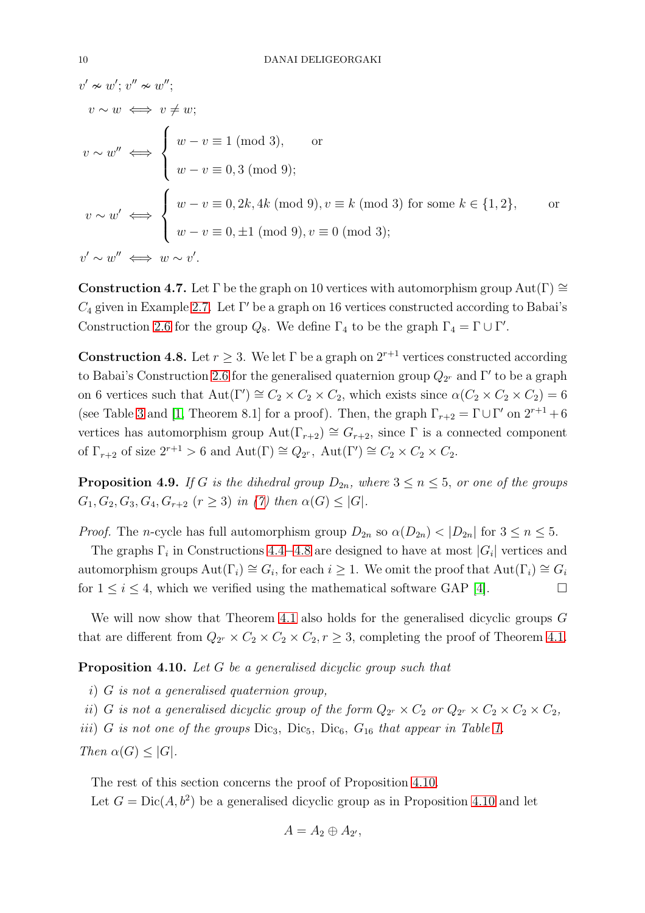$v' \nsim w'$; $v'' \nsim w''$;

$$v \sim w \iff v \neq w;$$

$$v \sim w'' \iff \begin{cases} w - v \equiv 1 \pmod 3, & \text{or} \\ w - v \equiv 0, 3 \pmod 9; \end{cases}$$

$$v \sim w' \iff \begin{cases} w - v \equiv 0, 2k, 4k \pmod 9, v \equiv k \pmod 3 \text{ for some } k \in \{1, 2\}, & \text{or} \\ w - v \equiv 0, \pm 1 \pmod 9, v \equiv 0 \pmod 3; \end{cases}$$

$$v' \sim w'' \iff w \sim v'.$$

**Construction 4.7.** Let $\Gamma$ be the graph on 10 vertices with automorphism group $\mathrm{Aut}(\Gamma) \cong C_4$ given in Example 2.7. Let $\Gamma'$ be a graph on 16 vertices constructed according to Babai's Construction 2.6 for the group $Q_8$. We define $\Gamma_4$ to be the graph $\Gamma_4 = \Gamma \cup \Gamma'$.

**Construction 4.8.** Let $r \geq 3$. We let $\Gamma$ be a graph on $2^{r+1}$ vertices constructed according to Babai's Construction 2.6 for the generalised quaternion group $Q_{2^r}$ and $\Gamma'$ to be a graph on 6 vertices such that $\mathrm{Aut}(\Gamma') \cong C_2 \times C_2 \times C_2$, which exists since $\alpha(C_2 \times C_2 \times C_2) = 6$ (see Table 3 and [1, Theorem 8.1] for a proof). Then, the graph $\Gamma_{r+2} = \Gamma \cup \Gamma'$ on $2^{r+1} + 6$ vertices has automorphism group $\mathrm{Aut}(\Gamma_{r+2}) \cong G_{r+2}$, since $\Gamma$ is a connected component of $\Gamma_{r+2}$ of size $2^{r+1} > 6$ and $\mathrm{Aut}(\Gamma) \cong Q_{2^r}$, $\mathrm{Aut}(\Gamma') \cong C_2 \times C_2 \times C_2$.

**Proposition 4.9.** *If $G$ is the dihedral group $D_{2n}$, where $3 \leq n \leq 5$, or one of the groups $G_1, G_2, G_3, G_4, G_{r+2}$ $(r \geq 3)$ in (7) then $\alpha(G) \leq |G|$.*

*Proof.* The $n$-cycle has full automorphism group $D_{2n}$ so $\alpha(D_{2n}) < |D_{2n}|$ for $3 \leq n \leq 5$.

The graphs $\Gamma_i$ in Constructions 4.4–4.8 are designed to have at most $|G_i|$ vertices and automorphism groups $\mathrm{Aut}(\Gamma_i) \cong G_i$, for each $i \geq 1$. We omit the proof that $\mathrm{Aut}(\Gamma_i) \cong G_i$ for $1 \leq i \leq 4$, which we verified using the mathematical software GAP [4]. □

We will now show that Theorem 4.1 also holds for the generalised dicyclic groups $G$ that are different from $Q_{2^r} \times C_2 \times C_2 \times C_2$, $r \geq 3$, completing the proof of Theorem 4.1.

**Proposition 4.10.** *Let $G$ be a generalised dicyclic group such that*

*i) $G$ is not a generalised quaternion group,*

*ii) $G$ is not a generalised dicyclic group of the form $Q_{2^r} \times C_2$ or $Q_{2^r} \times C_2 \times C_2 \times C_2$,*

*iii) $G$ is not one of the groups $\mathrm{Dic}_3$, $\mathrm{Dic}_5$, $\mathrm{Dic}_6$, $G_{16}$ that appear in Table 1.*

*Then $\alpha(G) \leq |G|$.*

The rest of this section concerns the proof of Proposition 4.10.

Let $G = \mathrm{Dic}(A, b^2)$ be a generalised dicyclic group as in Proposition 4.10 and let

$$A = A_2 \oplus A_{2'},$$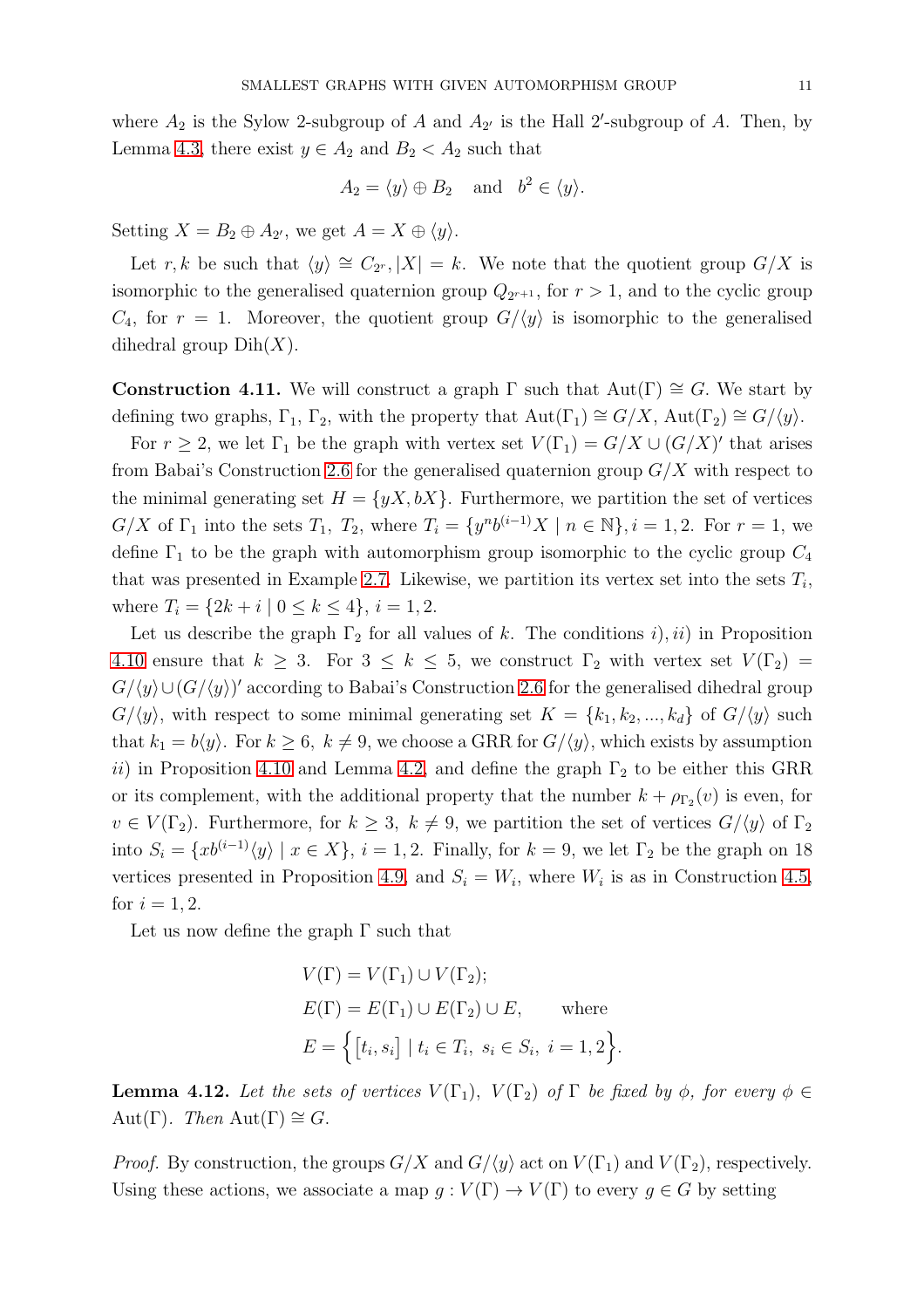where $A_2$ is the Sylow 2-subgroup of $A$ and $A_{2'}$ is the Hall $2'$-subgroup of $A$. Then, by Lemma 4.3, there exist $y \in A_2$ and $B_2 < A_2$ such that

$$A_2 = \langle y \rangle \oplus B_2 \quad \text{and} \quad b^2 \in \langle y \rangle.$$

Setting $X = B_2 \oplus A_{2'}$, we get $A = X \oplus \langle y \rangle$.

Let $r, k$ be such that $\langle y \rangle \cong C_{2^r}, |X| = k$. We note that the quotient group $G/X$ is isomorphic to the generalised quaternion group $Q_{2^{r+1}}$, for $r > 1$, and to the cyclic group $C_4$, for $r = 1$. Moreover, the quotient group $G/\langle y \rangle$ is isomorphic to the generalised dihedral group $\mathrm{Dih}(X)$.

**Construction 4.11.** We will construct a graph $\Gamma$ such that $\mathrm{Aut}(\Gamma) \cong G$. We start by defining two graphs, $\Gamma_1$, $\Gamma_2$, with the property that $\mathrm{Aut}(\Gamma_1) \cong G/X$, $\mathrm{Aut}(\Gamma_2) \cong G/\langle y \rangle$.

For $r \geq 2$, we let $\Gamma_1$ be the graph with vertex set $V(\Gamma_1) = G/X \cup (G/X)'$ that arises from Babai's Construction 2.6 for the generalised quaternion group $G/X$ with respect to the minimal generating set $H = \{yX, bX\}$. Furthermore, we partition the set of vertices $G/X$ of $\Gamma_1$ into the sets $T_1$, $T_2$, where $T_i = \{y^n b^{(i-1)} X \mid n \in \mathbb{N}\}, i = 1, 2$. For $r = 1$, we define $\Gamma_1$ to be the graph with automorphism group isomorphic to the cyclic group $C_4$ that was presented in Example 2.7. Likewise, we partition its vertex set into the sets $T_i$, where $T_i = \{2k + i \mid 0 \leq k \leq 4\}$, $i = 1, 2$.

Let us describe the graph $\Gamma_2$ for all values of $k$. The conditions $i), ii)$ in Proposition 4.10 ensure that $k \geq 3$. For $3 \leq k \leq 5$, we construct $\Gamma_2$ with vertex set $V(\Gamma_2) = G/\langle y \rangle \cup (G/\langle y \rangle)'$ according to Babai's Construction 2.6 for the generalised dihedral group $G/\langle y \rangle$, with respect to some minimal generating set $K = \{k_1, k_2, ..., k_d\}$ of $G/\langle y \rangle$ such that $k_1 = b\langle y \rangle$. For $k \geq 6$, $k \neq 9$, we choose a GRR for $G/\langle y \rangle$, which exists by assumption $ii)$ in Proposition 4.10 and Lemma 4.2, and define the graph $\Gamma_2$ to be either this GRR or its complement, with the additional property that the number $k + \rho_{\Gamma_2}(v)$ is even, for $v \in V(\Gamma_2)$. Furthermore, for $k \geq 3$, $k \neq 9$, we partition the set of vertices $G/\langle y \rangle$ of $\Gamma_2$ into $S_i = \{xb^{(i-1)}\langle y \rangle \mid x \in X\}$, $i = 1, 2$. Finally, for $k = 9$, we let $\Gamma_2$ be the graph on 18 vertices presented in Proposition 4.9, and $S_i = W_i$, where $W_i$ is as in Construction 4.5, for $i = 1, 2$.

Let us now define the graph $\Gamma$ such that

$$\begin{aligned}
&V(\Gamma) = V(\Gamma_1) \cup V(\Gamma_2); \\
&E(\Gamma) = E(\Gamma_1) \cup E(\Gamma_2) \cup E, \qquad \text{where} \\
&E = \Big\{ [t_i, s_i] \mid t_i \in T_i,\ s_i \in S_i,\ i = 1, 2 \Big\}.
\end{aligned}$$

**Lemma 4.12.** *Let the sets of vertices $V(\Gamma_1)$, $V(\Gamma_2)$ of $\Gamma$ be fixed by $\phi$, for every $\phi \in \mathrm{Aut}(\Gamma)$. Then $\mathrm{Aut}(\Gamma) \cong G$.*

*Proof.* By construction, the groups $G/X$ and $G/\langle y \rangle$ act on $V(\Gamma_1)$ and $V(\Gamma_2)$, respectively. Using these actions, we associate a map $g : V(\Gamma) \to V(\Gamma)$ to every $g \in G$ by setting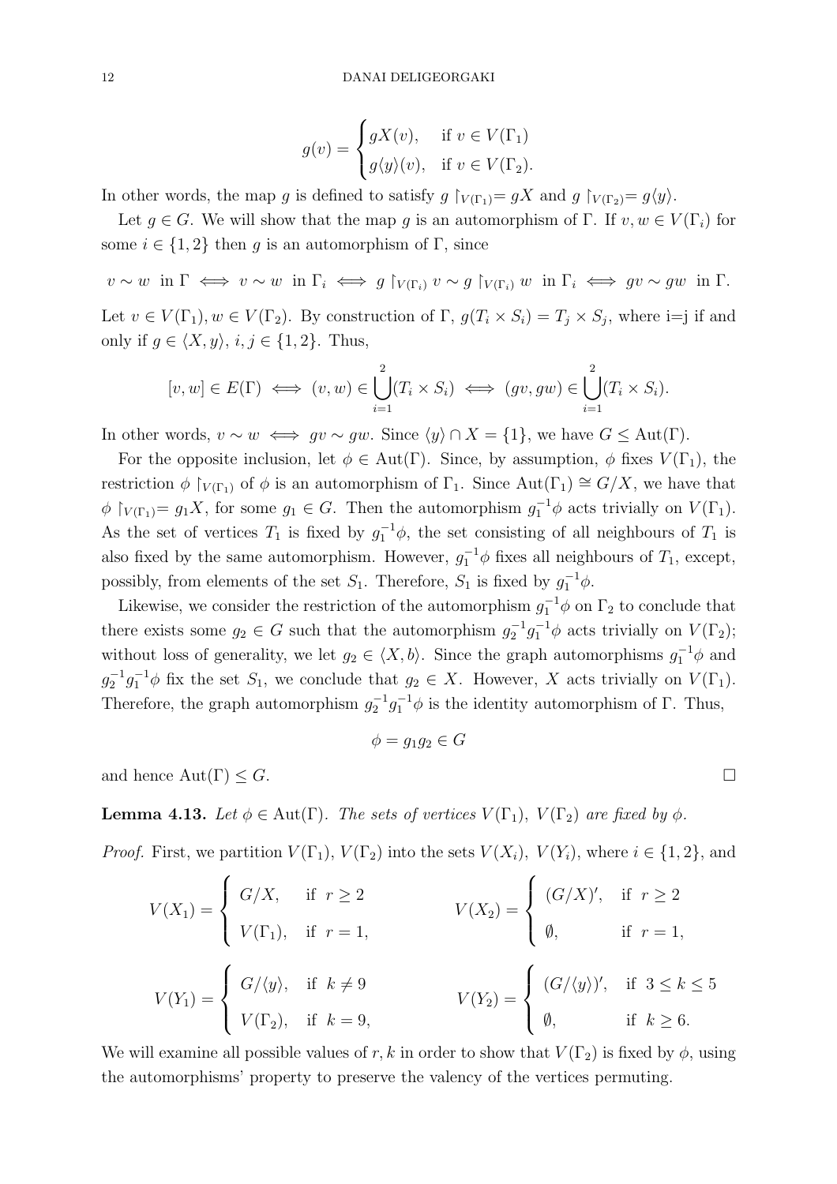$$g(v) = \begin{cases} gX(v), & \text{if } v \in V(\Gamma_1) \\ g\langle y\rangle(v), & \text{if } v \in V(\Gamma_2). \end{cases}$$

In other words, the map $g$ is defined to satisfy $g \restriction_{V(\Gamma_1)} = gX$ and $g \restriction_{V(\Gamma_2)} = g\langle y\rangle$.

Let $g \in G$. We will show that the map $g$ is an automorphism of $\Gamma$. If $v, w \in V(\Gamma_i)$ for some $i \in \{1, 2\}$ then $g$ is an automorphism of $\Gamma$, since

$$v \sim w \text{ in } \Gamma \iff v \sim w \text{ in } \Gamma_i \iff g \restriction_{V(\Gamma_i)} v \sim g \restriction_{V(\Gamma_i)} w \text{ in } \Gamma_i \iff gv \sim gw \text{ in } \Gamma.$$

Let $v \in V(\Gamma_1), w \in V(\Gamma_2)$. By construction of $\Gamma$, $g(T_i \times S_i) = T_j \times S_j$, where i=j if and only if $g \in \langle X, y\rangle$, $i, j \in \{1, 2\}$. Thus,

$$[v, w] \in E(\Gamma) \iff (v, w) \in \bigcup_{i=1}^{2}(T_i \times S_i) \iff (gv, gw) \in \bigcup_{i=1}^{2}(T_i \times S_i).$$

In other words, $v \sim w \iff gv \sim gw$. Since $\langle y\rangle \cap X = \{1\}$, we have $G \leq \mathrm{Aut}(\Gamma)$.

For the opposite inclusion, let $\phi \in \mathrm{Aut}(\Gamma)$. Since, by assumption, $\phi$ fixes $V(\Gamma_1)$, the restriction $\phi \restriction_{V(\Gamma_1)}$ of $\phi$ is an automorphism of $\Gamma_1$. Since $\mathrm{Aut}(\Gamma_1) \cong G/X$, we have that $\phi \restriction_{V(\Gamma_1)} = g_1X$, for some $g_1 \in G$. Then the automorphism $g_1^{-1}\phi$ acts trivially on $V(\Gamma_1)$. As the set of vertices $T_1$ is fixed by $g_1^{-1}\phi$, the set consisting of all neighbours of $T_1$ is also fixed by the same automorphism. However, $g_1^{-1}\phi$ fixes all neighbours of $T_1$, except, possibly, from elements of the set $S_1$. Therefore, $S_1$ is fixed by $g_1^{-1}\phi$.

Likewise, we consider the restriction of the automorphism $g_1^{-1}\phi$ on $\Gamma_2$ to conclude that there exists some $g_2 \in G$ such that the automorphism $g_2^{-1}g_1^{-1}\phi$ acts trivially on $V(\Gamma_2)$; without loss of generality, we let $g_2 \in \langle X, b\rangle$. Since the graph automorphisms $g_1^{-1}\phi$ and $g_2^{-1}g_1^{-1}\phi$ fix the set $S_1$, we conclude that $g_2 \in X$. However, $X$ acts trivially on $V(\Gamma_1)$. Therefore, the graph automorphism $g_2^{-1}g_1^{-1}\phi$ is the identity automorphism of $\Gamma$. Thus,

$$\phi = g_1g_2 \in G$$

and hence $\mathrm{Aut}(\Gamma) \leq G$. □

**Lemma 4.13.** *Let $\phi \in \mathrm{Aut}(\Gamma)$. The sets of vertices $V(\Gamma_1)$, $V(\Gamma_2)$ are fixed by $\phi$.*

*Proof.* First, we partition $V(\Gamma_1)$, $V(\Gamma_2)$ into the sets $V(X_i)$, $V(Y_i)$, where $i \in \{1, 2\}$, and

$$V(X_1) = \begin{cases} G/X, & \text{if } r \geq 2 \\ V(\Gamma_1), & \text{if } r = 1, \end{cases} \qquad V(X_2) = \begin{cases} (G/X)', & \text{if } r \geq 2 \\ \emptyset, & \text{if } r = 1, \end{cases}$$

$$V(Y_1) = \begin{cases} G/\langle y\rangle, & \text{if } k \neq 9 \\ V(\Gamma_2), & \text{if } k = 9, \end{cases} \qquad V(Y_2) = \begin{cases} (G/\langle y\rangle)', & \text{if } 3 \leq k \leq 5 \\ \emptyset, & \text{if } k \geq 6. \end{cases}$$

We will examine all possible values of $r, k$ in order to show that $V(\Gamma_2)$ is fixed by $\phi$, using the automorphisms' property to preserve the valency of the vertices permuting.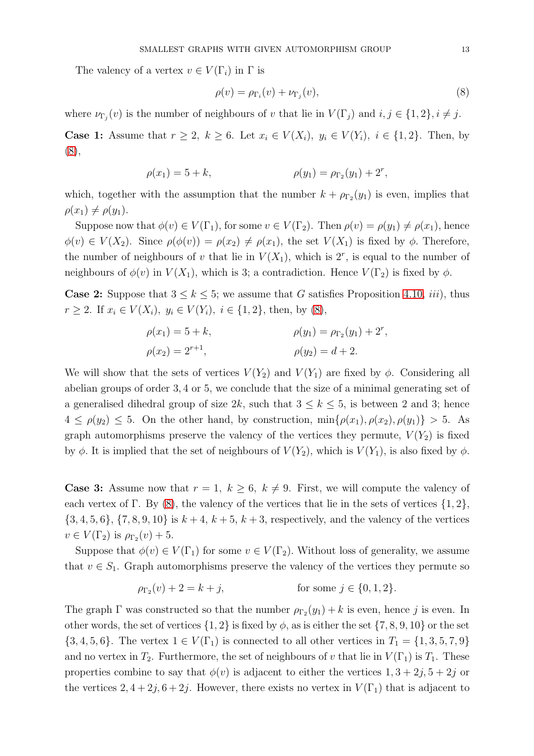The valency of a vertex $v \in V(\Gamma_i)$ in $\Gamma$ is

$$\rho(v) = \rho_{\Gamma_i}(v) + \nu_{\Gamma_j}(v), \tag{8}$$

where $\nu_{\Gamma_j}(v)$ is the number of neighbours of $v$ that lie in $V(\Gamma_j)$ and $i, j \in \{1, 2\}, i \neq j$.

**Case 1:** Assume that $r \geq 2$, $k \geq 6$. Let $x_i \in V(X_i)$, $y_i \in V(Y_i)$, $i \in \{1, 2\}$. Then, by (8),

$$\rho(x_1) = 5 + k, \qquad\qquad \rho(y_1) = \rho_{\Gamma_2}(y_1) + 2^r,$$

which, together with the assumption that the number $k + \rho_{\Gamma_2}(y_1)$ is even, implies that $\rho(x_1) \neq \rho(y_1)$.

Suppose now that $\phi(v) \in V(\Gamma_1)$, for some $v \in V(\Gamma_2)$. Then $\rho(v) = \rho(y_1) \neq \rho(x_1)$, hence $\phi(v) \in V(X_2)$. Since $\rho(\phi(v)) = \rho(x_2) \neq \rho(x_1)$, the set $V(X_1)$ is fixed by $\phi$. Therefore, the number of neighbours of $v$ that lie in $V(X_1)$, which is $2^r$, is equal to the number of neighbours of $\phi(v)$ in $V(X_1)$, which is 3; a contradiction. Hence $V(\Gamma_2)$ is fixed by $\phi$.

**Case 2:** Suppose that $3 \leq k \leq 5$; we assume that $G$ satisfies Proposition 4.10, *iii*), thus $r \geq 2$. If $x_i \in V(X_i)$, $y_i \in V(Y_i)$, $i \in \{1, 2\}$, then, by (8),

$$\rho(x_1) = 5 + k, \qquad\qquad \rho(y_1) = \rho_{\Gamma_2}(y_1) + 2^r,$$
$$\rho(x_2) = 2^{r+1}, \qquad\qquad \rho(y_2) = d + 2.$$

We will show that the sets of vertices $V(Y_2)$ and $V(Y_1)$ are fixed by $\phi$. Considering all abelian groups of order 3, 4 or 5, we conclude that the size of a minimal generating set of a generalised dihedral group of size $2k$, such that $3 \leq k \leq 5$, is between 2 and 3; hence $4 \leq \rho(y_2) \leq 5$. On the other hand, by construction, $\min\{\rho(x_1), \rho(x_2), \rho(y_1)\} > 5$. As graph automorphisms preserve the valency of the vertices they permute, $V(Y_2)$ is fixed by $\phi$. It is implied that the set of neighbours of $V(Y_2)$, which is $V(Y_1)$, is also fixed by $\phi$.

**Case 3:** Assume now that $r = 1$, $k \geq 6$, $k \neq 9$. First, we will compute the valency of each vertex of $\Gamma$. By (8), the valency of the vertices that lie in the sets of vertices $\{1, 2\}$, $\{3, 4, 5, 6\}$, $\{7, 8, 9, 10\}$ is $k + 4$, $k + 5$, $k + 3$, respectively, and the valency of the vertices $v \in V(\Gamma_2)$ is $\rho_{\Gamma_2}(v) + 5$.

Suppose that $\phi(v) \in V(\Gamma_1)$ for some $v \in V(\Gamma_2)$. Without loss of generality, we assume that $v \in S_1$. Graph automorphisms preserve the valency of the vertices they permute so

$$\rho_{\Gamma_2}(v) + 2 = k + j, \qquad\qquad \text{for some } j \in \{0, 1, 2\}.$$

The graph $\Gamma$ was constructed so that the number $\rho_{\Gamma_2}(y_1) + k$ is even, hence $j$ is even. In other words, the set of vertices $\{1, 2\}$ is fixed by $\phi$, as is either the set $\{7, 8, 9, 10\}$ or the set $\{3, 4, 5, 6\}$. The vertex $1 \in V(\Gamma_1)$ is connected to all other vertices in $T_1 = \{1, 3, 5, 7, 9\}$ and no vertex in $T_2$. Furthermore, the set of neighbours of $v$ that lie in $V(\Gamma_1)$ is $T_1$. These properties combine to say that $\phi(v)$ is adjacent to either the vertices $1, 3 + 2j, 5 + 2j$ or the vertices $2, 4 + 2j, 6 + 2j$. However, there exists no vertex in $V(\Gamma_1)$ that is adjacent to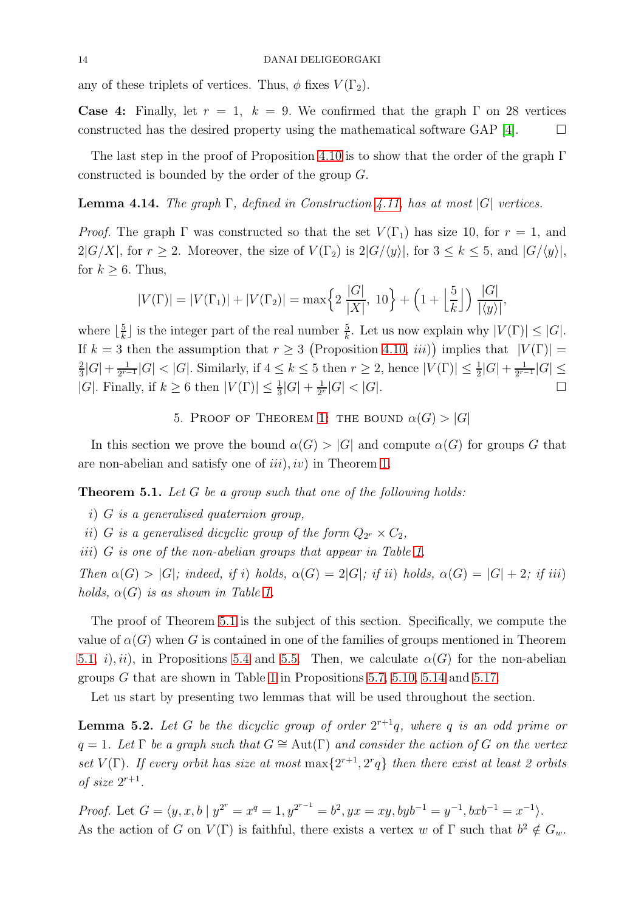any of these triplets of vertices. Thus, $\phi$ fixes $V(\Gamma_2)$.

**Case 4:** Finally, let $r = 1, k = 9$. We confirmed that the graph $\Gamma$ on 28 vertices constructed has the desired property using the mathematical software GAP [4]. $\square$

The last step in the proof of Proposition 4.10 is to show that the order of the graph $\Gamma$ constructed is bounded by the order of the group $G$.

**Lemma 4.14.** *The graph $\Gamma$, defined in Construction 4.11, has at most $|G|$ vertices.*

*Proof.* The graph $\Gamma$ was constructed so that the set $V(\Gamma_1)$ has size 10, for $r = 1$, and $2|G/X|$, for $r \geq 2$. Moreover, the size of $V(\Gamma_2)$ is $2|G/\langle y\rangle|$, for $3 \leq k \leq 5$, and $|G/\langle y\rangle|$, for $k \geq 6$. Thus,

$$|V(\Gamma)| = |V(\Gamma_1)| + |V(\Gamma_2)| = \max\Big\{2\,\frac{|G|}{|X|},\,10\Big\} + \Big(1 + \Big\lfloor\frac{5}{k}\Big\rfloor\Big)\,\frac{|G|}{|\langle y\rangle|},$$

where $\lfloor\frac{5}{k}\rfloor$ is the integer part of the real number $\frac{5}{k}$. Let us now explain why $|V(\Gamma)| \leq |G|$. If $k = 3$ then the assumption that $r \geq 3$ (Proposition 4.10, *iii*)) implies that $|V(\Gamma)| = \frac{2}{3}|G| + \frac{1}{2^{r-1}}|G| < |G|$. Similarly, if $4 \leq k \leq 5$ then $r \geq 2$, hence $|V(\Gamma)| \leq \frac{1}{2}|G| + \frac{1}{2^{r-1}}|G| \leq |G|$. Finally, if $k \geq 6$ then $|V(\Gamma)| \leq \frac{1}{3}|G| + \frac{1}{2^r}|G| < |G|$. $\square$

## 5. Proof of Theorem 1: the bound $\alpha(G) > |G|$

In this section we prove the bound $\alpha(G) > |G|$ and compute $\alpha(G)$ for groups $G$ that are non-abelian and satisfy one of *iii*), *iv*) in Theorem 1.

**Theorem 5.1.** *Let $G$ be a group such that one of the following holds:*

*i) $G$ is a generalised quaternion group,*

*ii) $G$ is a generalised dicyclic group of the form $Q_{2^r} \times C_2$,*

*iii) $G$ is one of the non-abelian groups that appear in Table 1.*

*Then $\alpha(G) > |G|$; indeed, if i) holds, $\alpha(G) = 2|G|$; if ii) holds, $\alpha(G) = |G| + 2$; if iii) holds, $\alpha(G)$ is as shown in Table 1.*

The proof of Theorem 5.1 is the subject of this section. Specifically, we compute the value of $\alpha(G)$ when $G$ is contained in one of the families of groups mentioned in Theorem 5.1, *i*), *ii*), in Propositions 5.4 and 5.5. Then, we calculate $\alpha(G)$ for the non-abelian groups $G$ that are shown in Table 1 in Propositions 5.7, 5.10, 5.14 and 5.17.

Let us start by presenting two lemmas that will be used throughout the section.

**Lemma 5.2.** *Let $G$ be the dicyclic group of order $2^{r+1}q$, where $q$ is an odd prime or $q = 1$. Let $\Gamma$ be a graph such that $G \cong \mathrm{Aut}(\Gamma)$ and consider the action of $G$ on the vertex set $V(\Gamma)$. If every orbit has size at most $\max\{2^{r+1}, 2^r q\}$ then there exist at least 2 orbits of size $2^{r+1}$.*

*Proof.* Let $G = \langle y, x, b \mid y^{2^r} = x^q = 1, y^{2^{r-1}} = b^2, yx = xy, byb^{-1} = y^{-1}, bxb^{-1} = x^{-1}\rangle$. As the action of $G$ on $V(\Gamma)$ is faithful, there exists a vertex $w$ of $\Gamma$ such that $b^2 \notin G_w$.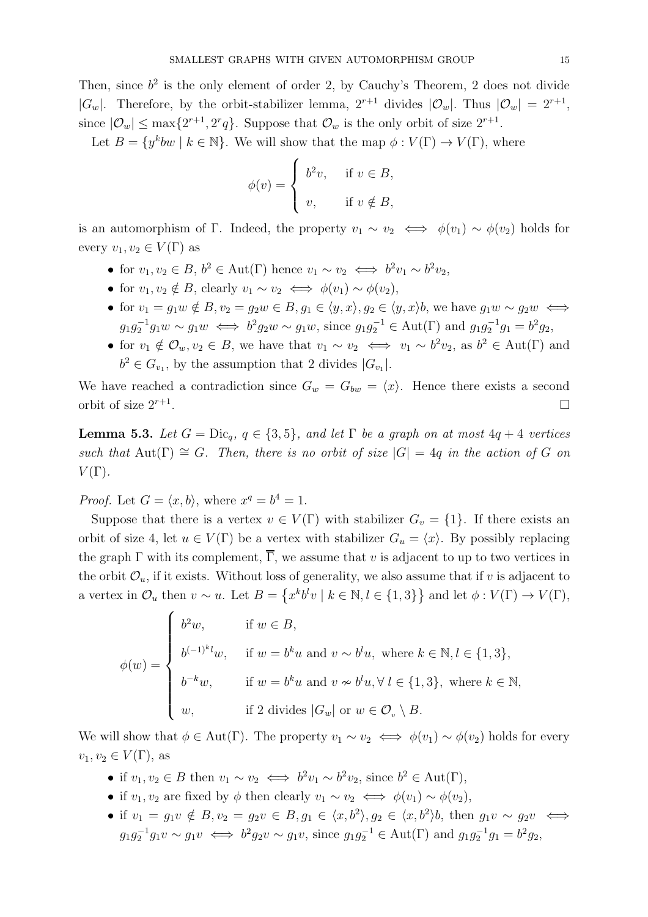Then, since $b^2$ is the only element of order 2, by Cauchy's Theorem, 2 does not divide $|G_w|$. Therefore, by the orbit-stabilizer lemma, $2^{r+1}$ divides $|\mathcal{O}_w|$. Thus $|\mathcal{O}_w| = 2^{r+1}$, since $|\mathcal{O}_w| \leq \max\{2^{r+1}, 2^r q\}$. Suppose that $\mathcal{O}_w$ is the only orbit of size $2^{r+1}$.

Let $B = \{y^k bw \mid k \in \mathbb{N}\}$. We will show that the map $\phi : V(\Gamma) \to V(\Gamma)$, where

$$\phi(v) = \begin{cases} b^2 v, & \text{if } v \in B, \\ v, & \text{if } v \notin B, \end{cases}$$

is an automorphism of $\Gamma$. Indeed, the property $v_1 \sim v_2 \iff \phi(v_1) \sim \phi(v_2)$ holds for every $v_1, v_2 \in V(\Gamma)$ as

- for $v_1, v_2 \in B$, $b^2 \in \mathrm{Aut}(\Gamma)$ hence $v_1 \sim v_2 \iff b^2 v_1 \sim b^2 v_2$,
- for $v_1, v_2 \notin B$, clearly $v_1 \sim v_2 \iff \phi(v_1) \sim \phi(v_2)$,
- for $v_1 = g_1 w \notin B, v_2 = g_2 w \in B, g_1 \in \langle y, x\rangle, g_2 \in \langle y, x\rangle b$, we have $g_1 w \sim g_2 w \iff g_1 g_2^{-1} g_1 w \sim g_1 w \iff b^2 g_2 w \sim g_1 w$, since $g_1 g_2^{-1} \in \mathrm{Aut}(\Gamma)$ and $g_1 g_2^{-1} g_1 = b^2 g_2$,
- for $v_1 \notin \mathcal{O}_w, v_2 \in B$, we have that $v_1 \sim v_2 \iff v_1 \sim b^2 v_2$, as $b^2 \in \mathrm{Aut}(\Gamma)$ and $b^2 \in G_{v_1}$, by the assumption that 2 divides $|G_{v_1}|$.

We have reached a contradiction since $G_w = G_{bw} = \langle x\rangle$. Hence there exists a second orbit of size $2^{r+1}$. □

**Lemma 5.3.** *Let $G = \mathrm{Dic}_q$, $q \in \{3, 5\}$, and let $\Gamma$ be a graph on at most $4q + 4$ vertices such that $\mathrm{Aut}(\Gamma) \cong G$. Then, there is no orbit of size $|G| = 4q$ in the action of $G$ on $V(\Gamma)$.*

*Proof.* Let $G = \langle x, b\rangle$, where $x^q = b^4 = 1$.

Suppose that there is a vertex $v \in V(\Gamma)$ with stabilizer $G_v = \{1\}$. If there exists an orbit of size 4, let $u \in V(\Gamma)$ be a vertex with stabilizer $G_u = \langle x\rangle$. By possibly replacing the graph $\Gamma$ with its complement, $\overline{\Gamma}$, we assume that $v$ is adjacent to up to two vertices in the orbit $\mathcal{O}_u$, if it exists. Without loss of generality, we also assume that if $v$ is adjacent to a vertex in $\mathcal{O}_u$ then $v \sim u$. Let $B = \{x^k b^l v \mid k \in \mathbb{N}, l \in \{1, 3\}\}$ and let $\phi : V(\Gamma) \to V(\Gamma)$,

$$\phi(w) = \begin{cases} b^2 w, & \text{if } w \in B, \\ b^{(-1)^k l} w, & \text{if } w = b^k u \text{ and } v \sim b^l u, \text{ where } k \in \mathbb{N}, l \in \{1, 3\}, \\ b^{-k} w, & \text{if } w = b^k u \text{ and } v \nsim b^l u, \forall\, l \in \{1, 3\}, \text{ where } k \in \mathbb{N}, \\ w, & \text{if 2 divides } |G_w| \text{ or } w \in \mathcal{O}_v \setminus B. \end{cases}$$

We will show that $\phi \in \mathrm{Aut}(\Gamma)$. The property $v_1 \sim v_2 \iff \phi(v_1) \sim \phi(v_2)$ holds for every $v_1, v_2 \in V(\Gamma)$, as

- if $v_1, v_2 \in B$ then $v_1 \sim v_2 \iff b^2 v_1 \sim b^2 v_2$, since $b^2 \in \mathrm{Aut}(\Gamma)$,
- if $v_1, v_2$ are fixed by $\phi$ then clearly $v_1 \sim v_2 \iff \phi(v_1) \sim \phi(v_2)$,
- if $v_1 = g_1 v \notin B, v_2 = g_2 v \in B, g_1 \in \langle x, b^2\rangle, g_2 \in \langle x, b^2\rangle b$, then $g_1 v \sim g_2 v \iff g_1 g_2^{-1} g_1 v \sim g_1 v \iff b^2 g_2 v \sim g_1 v$, since $g_1 g_2^{-1} \in \mathrm{Aut}(\Gamma)$ and $g_1 g_2^{-1} g_1 = b^2 g_2$,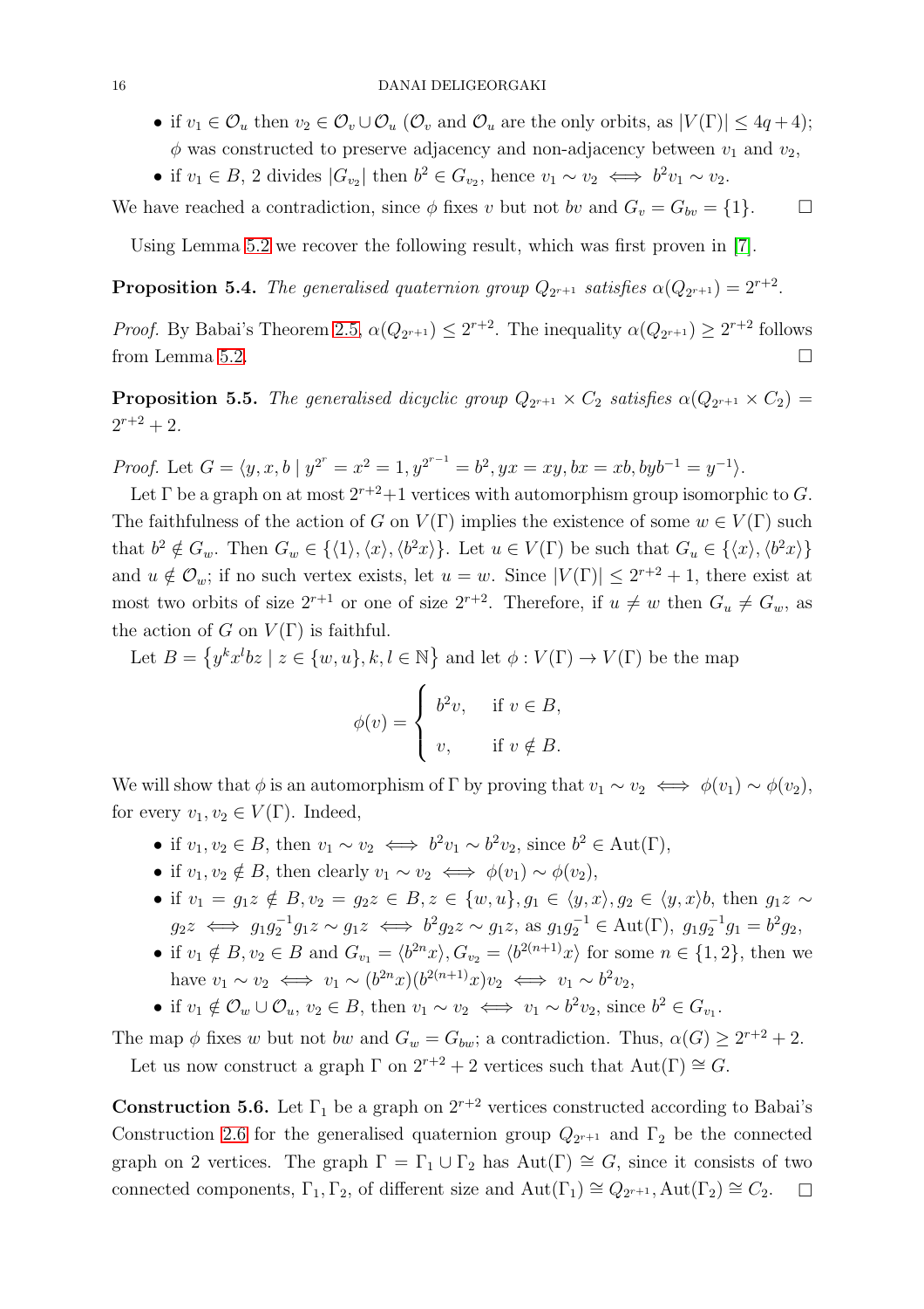- if $v_1 \in \mathcal{O}_u$ then $v_2 \in \mathcal{O}_v \cup \mathcal{O}_u$ ($\mathcal{O}_v$ and $\mathcal{O}_u$ are the only orbits, as $|V(\Gamma)| \leq 4q+4$); $\phi$ was constructed to preserve adjacency and non-adjacency between $v_1$ and $v_2$,
- if $v_1 \in B$, 2 divides $|G_{v_2}|$ then $b^2 \in G_{v_2}$, hence $v_1 \sim v_2 \iff b^2 v_1 \sim v_2$.

We have reached a contradiction, since $\phi$ fixes $v$ but not $bv$ and $G_v = G_{bv} = \{1\}$. □

Using Lemma 5.2 we recover the following result, which was first proven in [7].

**Proposition 5.4.** *The generalised quaternion group $Q_{2^{r+1}}$ satisfies $\alpha(Q_{2^{r+1}}) = 2^{r+2}$.*

*Proof.* By Babai's Theorem 2.5, $\alpha(Q_{2^{r+1}}) \leq 2^{r+2}$. The inequality $\alpha(Q_{2^{r+1}}) \geq 2^{r+2}$ follows from Lemma 5.2. □

**Proposition 5.5.** *The generalised dicyclic group $Q_{2^{r+1}} \times C_2$ satisfies $\alpha(Q_{2^{r+1}} \times C_2) = 2^{r+2} + 2$.*

*Proof.* Let $G = \langle y, x, b \mid y^{2^r} = x^2 = 1, y^{2^{r-1}} = b^2, yx = xy, bx = xb, byb^{-1} = y^{-1} \rangle$.

Let $\Gamma$ be a graph on at most $2^{r+2}+1$ vertices with automorphism group isomorphic to $G$. The faithfulness of the action of $G$ on $V(\Gamma)$ implies the existence of some $w \in V(\Gamma)$ such that $b^2 \notin G_w$. Then $G_w \in \{\langle 1 \rangle, \langle x \rangle, \langle b^2 x \rangle\}$. Let $u \in V(\Gamma)$ be such that $G_u \in \{\langle x \rangle, \langle b^2 x \rangle\}$ and $u \notin \mathcal{O}_w$; if no such vertex exists, let $u = w$. Since $|V(\Gamma)| \leq 2^{r+2}+1$, there exist at most two orbits of size $2^{r+1}$ or one of size $2^{r+2}$. Therefore, if $u \neq w$ then $G_u \neq G_w$, as the action of $G$ on $V(\Gamma)$ is faithful.

Let $B = \{y^k x^l bz \mid z \in \{w, u\}, k, l \in \mathbb{N}\}$ and let $\phi : V(\Gamma) \to V(\Gamma)$ be the map

$$\phi(v) = \begin{cases} b^2 v, & \text{if } v \in B, \\ v, & \text{if } v \notin B. \end{cases}$$

We will show that $\phi$ is an automorphism of $\Gamma$ by proving that $v_1 \sim v_2 \iff \phi(v_1) \sim \phi(v_2)$, for every $v_1, v_2 \in V(\Gamma)$. Indeed,

- if $v_1, v_2 \in B$, then $v_1 \sim v_2 \iff b^2 v_1 \sim b^2 v_2$, since $b^2 \in \mathrm{Aut}(\Gamma)$,
- if $v_1, v_2 \notin B$, then clearly $v_1 \sim v_2 \iff \phi(v_1) \sim \phi(v_2)$,
- if $v_1 = g_1 z \notin B, v_2 = g_2 z \in B, z \in \{w, u\}, g_1 \in \langle y, x \rangle, g_2 \in \langle y, x \rangle b$, then $g_1 z \sim g_2 z \iff g_1 g_2^{-1} g_1 z \sim g_1 z \iff b^2 g_2 z \sim g_1 z$, as $g_1 g_2^{-1} \in \mathrm{Aut}(\Gamma)$, $g_1 g_2^{-1} g_1 = b^2 g_2$,
- if $v_1 \notin B, v_2 \in B$ and $G_{v_1} = \langle b^{2n} x \rangle, G_{v_2} = \langle b^{2(n+1)} x \rangle$ for some $n \in \{1, 2\}$, then we have $v_1 \sim v_2 \iff v_1 \sim (b^{2n} x)(b^{2(n+1)} x) v_2 \iff v_1 \sim b^2 v_2$,
- if $v_1 \notin \mathcal{O}_w \cup \mathcal{O}_u$, $v_2 \in B$, then $v_1 \sim v_2 \iff v_1 \sim b^2 v_2$, since $b^2 \in G_{v_1}$.

The map $\phi$ fixes $w$ but not $bw$ and $G_w = G_{bw}$; a contradiction. Thus, $\alpha(G) \geq 2^{r+2}+2$.

Let us now construct a graph $\Gamma$ on $2^{r+2}+2$ vertices such that $\mathrm{Aut}(\Gamma) \cong G$.

**Construction 5.6.** Let $\Gamma_1$ be a graph on $2^{r+2}$ vertices constructed according to Babai's Construction 2.6 for the generalised quaternion group $Q_{2^{r+1}}$ and $\Gamma_2$ be the connected graph on 2 vertices. The graph $\Gamma = \Gamma_1 \cup \Gamma_2$ has $\mathrm{Aut}(\Gamma) \cong G$, since it consists of two connected components, $\Gamma_1, \Gamma_2$, of different size and $\mathrm{Aut}(\Gamma_1) \cong Q_{2^{r+1}}, \mathrm{Aut}(\Gamma_2) \cong C_2$. □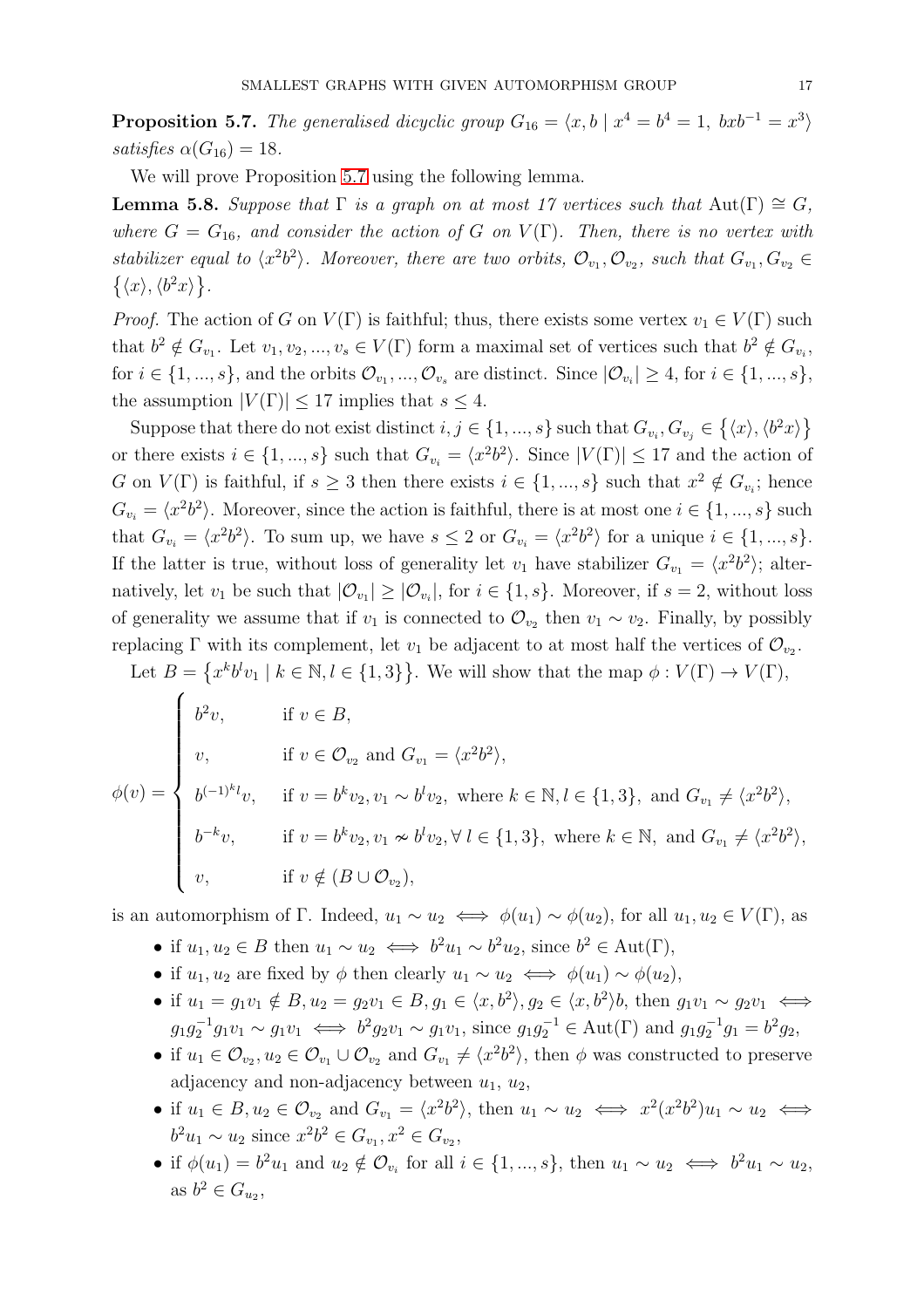**Proposition 5.7.** *The generalised dicyclic group $G_{16} = \langle x, b \mid x^4 = b^4 = 1,\ bxb^{-1} = x^3\rangle$ satisfies $\alpha(G_{16}) = 18$.*

We will prove Proposition 5.7 using the following lemma.

**Lemma 5.8.** *Suppose that $\Gamma$ is a graph on at most 17 vertices such that $\mathrm{Aut}(\Gamma) \cong G$, where $G = G_{16}$, and consider the action of $G$ on $V(\Gamma)$. Then, there is no vertex with stabilizer equal to $\langle x^2b^2\rangle$. Moreover, there are two orbits, $\mathcal{O}_{v_1}, \mathcal{O}_{v_2}$, such that $G_{v_1}, G_{v_2} \in \{\langle x\rangle, \langle b^2x\rangle\}$.*

*Proof.* The action of $G$ on $V(\Gamma)$ is faithful; thus, there exists some vertex $v_1 \in V(\Gamma)$ such that $b^2 \notin G_{v_1}$. Let $v_1, v_2, ..., v_s \in V(\Gamma)$ form a maximal set of vertices such that $b^2 \notin G_{v_i}$, for $i \in \{1, ..., s\}$, and the orbits $\mathcal{O}_{v_1}, ..., \mathcal{O}_{v_s}$ are distinct. Since $|\mathcal{O}_{v_i}| \geq 4$, for $i \in \{1, ..., s\}$, the assumption $|V(\Gamma)| \leq 17$ implies that $s \leq 4$.

Suppose that there do not exist distinct $i, j \in \{1, ..., s\}$ such that $G_{v_i}, G_{v_j} \in \{\langle x\rangle, \langle b^2x\rangle\}$ or there exists $i \in \{1, ..., s\}$ such that $G_{v_i} = \langle x^2b^2\rangle$. Since $|V(\Gamma)| \leq 17$ and the action of $G$ on $V(\Gamma)$ is faithful, if $s \geq 3$ then there exists $i \in \{1, ..., s\}$ such that $x^2 \notin G_{v_i}$; hence $G_{v_i} = \langle x^2b^2\rangle$. Moreover, since the action is faithful, there is at most one $i \in \{1, ..., s\}$ such that $G_{v_i} = \langle x^2b^2\rangle$. To sum up, we have $s \leq 2$ or $G_{v_i} = \langle x^2b^2\rangle$ for a unique $i \in \{1, ..., s\}$. If the latter is true, without loss of generality let $v_1$ have stabilizer $G_{v_1} = \langle x^2b^2\rangle$; alternatively, let $v_1$ be such that $|\mathcal{O}_{v_1}| \geq |\mathcal{O}_{v_i}|$, for $i \in \{1, s\}$. Moreover, if $s = 2$, without loss of generality we assume that if $v_1$ is connected to $\mathcal{O}_{v_2}$ then $v_1 \sim v_2$. Finally, by possibly replacing $\Gamma$ with its complement, let $v_1$ be adjacent to at most half the vertices of $\mathcal{O}_{v_2}$.

Let $B = \{x^kb^lv_1 \mid k \in \mathbb{N}, l \in \{1, 3\}\}$. We will show that the map $\phi : V(\Gamma) \to V(\Gamma)$,

$$\phi(v) = \begin{cases} b^2v, & \text{if } v \in B, \\ v, & \text{if } v \in \mathcal{O}_{v_2} \text{ and } G_{v_1} = \langle x^2b^2\rangle, \\ b^{(-1)^kl}v, & \text{if } v = b^kv_2, v_1 \sim b^lv_2, \text{ where } k \in \mathbb{N}, l \in \{1, 3\}, \text{ and } G_{v_1} \neq \langle x^2b^2\rangle, \\ b^{-k}v, & \text{if } v = b^kv_2, v_1 \nsim b^lv_2, \forall\, l \in \{1, 3\}, \text{ where } k \in \mathbb{N}, \text{ and } G_{v_1} \neq \langle x^2b^2\rangle, \\ v, & \text{if } v \notin (B \cup \mathcal{O}_{v_2}), \end{cases}$$

is an automorphism of $\Gamma$. Indeed, $u_1 \sim u_2 \iff \phi(u_1) \sim \phi(u_2)$, for all $u_1, u_2 \in V(\Gamma)$, as

- if $u_1, u_2 \in B$ then $u_1 \sim u_2 \iff b^2u_1 \sim b^2u_2$, since $b^2 \in \mathrm{Aut}(\Gamma)$,
- if $u_1, u_2$ are fixed by $\phi$ then clearly $u_1 \sim u_2 \iff \phi(u_1) \sim \phi(u_2)$,
- if $u_1 = g_1v_1 \notin B, u_2 = g_2v_1 \in B, g_1 \in \langle x, b^2\rangle, g_2 \in \langle x, b^2\rangle b$, then $g_1v_1 \sim g_2v_1 \iff g_1g_2^{-1}g_1v_1 \sim g_1v_1 \iff b^2g_2v_1 \sim g_1v_1$, since $g_1g_2^{-1} \in \mathrm{Aut}(\Gamma)$ and $g_1g_2^{-1}g_1 = b^2g_2$,
- if $u_1 \in \mathcal{O}_{v_2}, u_2 \in \mathcal{O}_{v_1} \cup \mathcal{O}_{v_2}$ and $G_{v_1} \neq \langle x^2b^2\rangle$, then $\phi$ was constructed to preserve adjacency and non-adjacency between $u_1$, $u_2$,
- if $u_1 \in B, u_2 \in \mathcal{O}_{v_2}$ and $G_{v_1} = \langle x^2b^2\rangle$, then $u_1 \sim u_2 \iff x^2(x^2b^2)u_1 \sim u_2 \iff b^2u_1 \sim u_2$ since $x^2b^2 \in G_{v_1}, x^2 \in G_{v_2}$,
- if $\phi(u_1) = b^2u_1$ and $u_2 \notin \mathcal{O}_{v_i}$ for all $i \in \{1, ..., s\}$, then $u_1 \sim u_2 \iff b^2u_1 \sim u_2$, as $b^2 \in G_{u_2}$,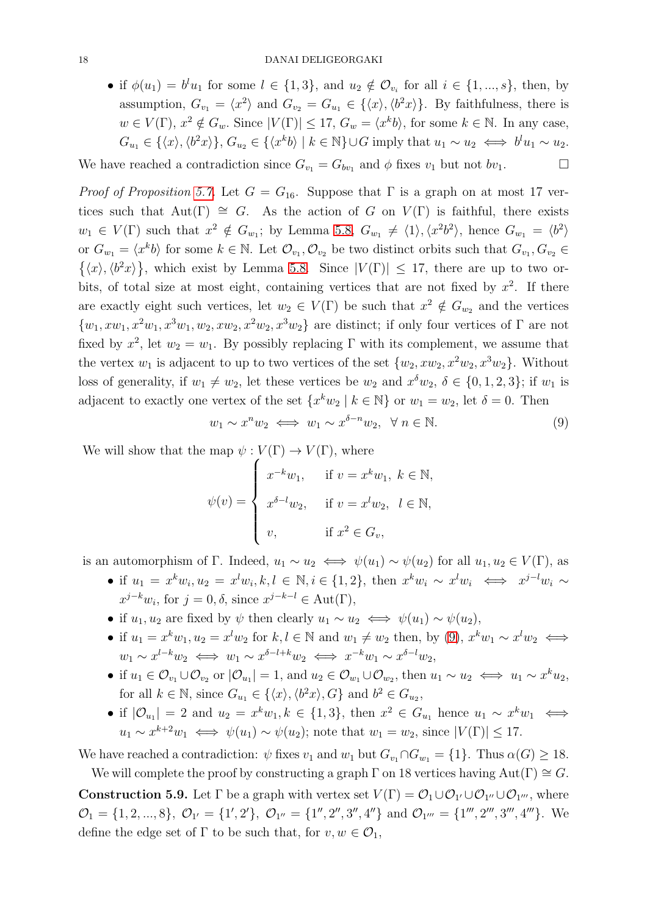- if $\phi(u_1) = b^l u_1$ for some $l \in \{1, 3\}$, and $u_2 \notin \mathcal{O}_{v_i}$ for all $i \in \{1, ..., s\}$, then, by assumption, $G_{v_1} = \langle x^2 \rangle$ and $G_{v_2} = G_{u_1} \in \{\langle x \rangle, \langle b^2 x \rangle\}$. By faithfulness, there is $w \in V(\Gamma)$, $x^2 \notin G_w$. Since $|V(\Gamma)| \leq 17$, $G_w = \langle x^k b \rangle$, for some $k \in \mathbb{N}$. In any case, $G_{u_1} \in \{\langle x \rangle, \langle b^2 x \rangle\}$, $G_{u_2} \in \{\langle x^k b \rangle \mid k \in \mathbb{N}\} \cup G$ imply that $u_1 \sim u_2 \iff b^l u_1 \sim u_2$.

We have reached a contradiction since $G_{v_1} = G_{bv_1}$ and $\phi$ fixes $v_1$ but not $bv_1$. $\square$

*Proof of Proposition 5.7.* Let $G = G_{16}$. Suppose that $\Gamma$ is a graph on at most 17 vertices such that $\text{Aut}(\Gamma) \cong G$. As the action of $G$ on $V(\Gamma)$ is faithful, there exists $w_1 \in V(\Gamma)$ such that $x^2 \notin G_{w_1}$; by Lemma 5.8, $G_{w_1} \neq \langle 1 \rangle, \langle x^2 b^2 \rangle$, hence $G_{w_1} = \langle b^2 \rangle$ or $G_{w_1} = \langle x^k b \rangle$ for some $k \in \mathbb{N}$. Let $\mathcal{O}_{v_1}, \mathcal{O}_{v_2}$ be two distinct orbits such that $G_{v_1}, G_{v_2} \in \{\langle x \rangle, \langle b^2 x \rangle\}$, which exist by Lemma 5.8. Since $|V(\Gamma)| \leq 17$, there are up to two orbits, of total size at most eight, containing vertices that are not fixed by $x^2$. If there are exactly eight such vertices, let $w_2 \in V(\Gamma)$ be such that $x^2 \notin G_{w_2}$ and the vertices $\{w_1, xw_1, x^2 w_1, x^3 w_1, w_2, xw_2, x^2 w_2, x^3 w_2\}$ are distinct; if only four vertices of $\Gamma$ are not fixed by $x^2$, let $w_2 = w_1$. By possibly replacing $\Gamma$ with its complement, we assume that the vertex $w_1$ is adjacent to up to two vertices of the set $\{w_2, xw_2, x^2 w_2, x^3 w_2\}$. Without loss of generality, if $w_1 \neq w_2$, let these vertices be $w_2$ and $x^\delta w_2$, $\delta \in \{0, 1, 2, 3\}$; if $w_1$ is adjacent to exactly one vertex of the set $\{x^k w_2 \mid k \in \mathbb{N}\}$ or $w_1 = w_2$, let $\delta = 0$. Then

$$w_1 \sim x^n w_2 \iff w_1 \sim x^{\delta - n} w_2, \quad \forall\, n \in \mathbb{N}. \tag{9}$$

We will show that the map $\psi : V(\Gamma) \to V(\Gamma)$, where

$$\psi(v) = \begin{cases} x^{-k} w_1, & \text{if } v = x^k w_1,\ k \in \mathbb{N}, \\ x^{\delta - l} w_2, & \text{if } v = x^l w_2,\ l \in \mathbb{N}, \\ v, & \text{if } x^2 \in G_v, \end{cases}$$

is an automorphism of $\Gamma$. Indeed, $u_1 \sim u_2 \iff \psi(u_1) \sim \psi(u_2)$ for all $u_1, u_2 \in V(\Gamma)$, as

- if $u_1 = x^k w_i, u_2 = x^l w_i, k, l \in \mathbb{N}, i \in \{1, 2\}$, then $x^k w_i \sim x^l w_i \iff x^{j-l} w_i \sim x^{j-k} w_i$, for $j = 0, \delta$, since $x^{j-k-l} \in \text{Aut}(\Gamma)$,
- if $u_1, u_2$ are fixed by $\psi$ then clearly $u_1 \sim u_2 \iff \psi(u_1) \sim \psi(u_2)$,
- if $u_1 = x^k w_1, u_2 = x^l w_2$ for $k, l \in \mathbb{N}$ and $w_1 \neq w_2$ then, by (9), $x^k w_1 \sim x^l w_2 \iff w_1 \sim x^{l-k} w_2 \iff w_1 \sim x^{\delta - l + k} w_2 \iff x^{-k} w_1 \sim x^{\delta - l} w_2$,
- if $u_1 \in \mathcal{O}_{v_1} \cup \mathcal{O}_{v_2}$ or $|\mathcal{O}_{u_1}| = 1$, and $u_2 \in \mathcal{O}_{w_1} \cup \mathcal{O}_{w_2}$, then $u_1 \sim u_2 \iff u_1 \sim x^k u_2$, for all $k \in \mathbb{N}$, since $G_{u_1} \in \{\langle x \rangle, \langle b^2 x \rangle, G\}$ and $b^2 \in G_{u_2}$,
- if $|\mathcal{O}_{u_1}| = 2$ and $u_2 = x^k w_1, k \in \{1, 3\}$, then $x^2 \in G_{u_1}$ hence $u_1 \sim x^k w_1 \iff u_1 \sim x^{k+2} w_1 \iff \psi(u_1) \sim \psi(u_2)$; note that $w_1 = w_2$, since $|V(\Gamma)| \leq 17$.

We have reached a contradiction: $\psi$ fixes $v_1$ and $w_1$ but $G_{v_1} \cap G_{w_1} = \{1\}$. Thus $\alpha(G) \geq 18$.

We will complete the proof by constructing a graph $\Gamma$ on 18 vertices having $\text{Aut}(\Gamma) \cong G$.

**Construction 5.9.** Let $\Gamma$ be a graph with vertex set $V(\Gamma) = \mathcal{O}_1 \cup \mathcal{O}_{1'} \cup \mathcal{O}_{1''} \cup \mathcal{O}_{1'''}$, where $\mathcal{O}_1 = \{1, 2, ..., 8\}$, $\mathcal{O}_{1'} = \{1', 2'\}$, $\mathcal{O}_{1''} = \{1'', 2'', 3'', 4''\}$ and $\mathcal{O}_{1'''} = \{1''', 2''', 3''', 4'''\}$. We define the edge set of $\Gamma$ to be such that, for $v, w \in \mathcal{O}_1$,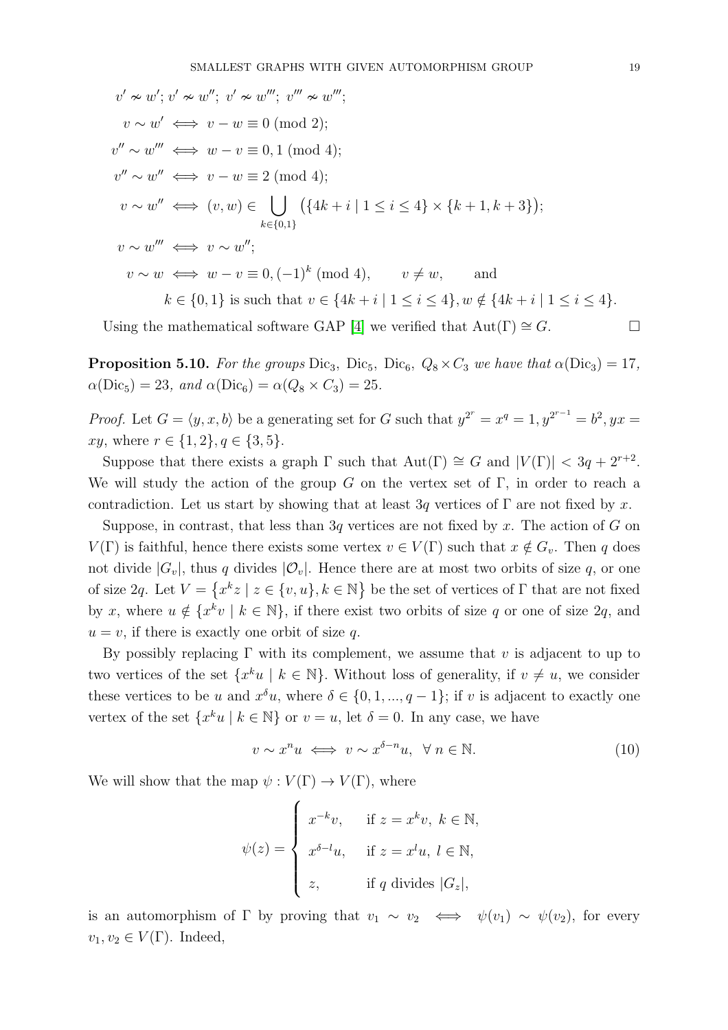$$v' \nsim w';\ v' \nsim w'';\ v' \nsim w''';\ v''' \nsim w''';$$

$$v \sim w' \iff v - w \equiv 0 \pmod 2;$$

$$v'' \sim w''' \iff w - v \equiv 0, 1 \pmod 4;$$

$$v'' \sim w'' \iff v - w \equiv 2 \pmod 4;$$

$$v \sim w'' \iff (v, w) \in \bigcup_{k \in \{0,1\}} \big(\{4k + i \mid 1 \leq i \leq 4\} \times \{k + 1, k + 3\}\big);$$

$$v \sim w''' \iff v \sim w'';$$

$$v \sim w \iff w - v \equiv 0, (-1)^k \pmod 4, \qquad v \neq w, \qquad \text{and}$$

$$k \in \{0, 1\} \text{ is such that } v \in \{4k + i \mid 1 \leq i \leq 4\}, w \notin \{4k + i \mid 1 \leq i \leq 4\}.$$

Using the mathematical software GAP [4] we verified that $\mathrm{Aut}(\Gamma) \cong G$. □

**Proposition 5.10.** *For the groups* $\mathrm{Dic}_3$, $\mathrm{Dic}_5$, $\mathrm{Dic}_6$, $Q_8 \times C_3$ *we have that* $\alpha(\mathrm{Dic}_3) = 17$, $\alpha(\mathrm{Dic}_5) = 23$, *and* $\alpha(\mathrm{Dic}_6) = \alpha(Q_8 \times C_3) = 25$.

*Proof.* Let $G = \langle y, x, b\rangle$ be a generating set for $G$ such that $y^{2^r} = x^q = 1, y^{2^{r-1}} = b^2, yx = xy$, where $r \in \{1, 2\}, q \in \{3, 5\}$.

Suppose that there exists a graph $\Gamma$ such that $\mathrm{Aut}(\Gamma) \cong G$ and $|V(\Gamma)| < 3q + 2^{r+2}$. We will study the action of the group $G$ on the vertex set of $\Gamma$, in order to reach a contradiction. Let us start by showing that at least $3q$ vertices of $\Gamma$ are not fixed by $x$.

Suppose, in contrast, that less than $3q$ vertices are not fixed by $x$. The action of $G$ on $V(\Gamma)$ is faithful, hence there exists some vertex $v \in V(\Gamma)$ such that $x \notin G_v$. Then $q$ does not divide $|G_v|$, thus $q$ divides $|\mathcal{O}_v|$. Hence there are at most two orbits of size $q$, or one of size $2q$. Let $V = \{x^k z \mid z \in \{v, u\}, k \in \mathbb{N}\}$ be the set of vertices of $\Gamma$ that are not fixed by $x$, where $u \notin \{x^k v \mid k \in \mathbb{N}\}$, if there exist two orbits of size $q$ or one of size $2q$, and $u = v$, if there is exactly one orbit of size $q$.

By possibly replacing $\Gamma$ with its complement, we assume that $v$ is adjacent to up to two vertices of the set $\{x^k u \mid k \in \mathbb{N}\}$. Without loss of generality, if $v \neq u$, we consider these vertices to be $u$ and $x^\delta u$, where $\delta \in \{0, 1, ..., q-1\}$; if $v$ is adjacent to exactly one vertex of the set $\{x^k u \mid k \in \mathbb{N}\}$ or $v = u$, let $\delta = 0$. In any case, we have

$$v \sim x^n u \iff v \sim x^{\delta - n} u, \ \ \forall\, n \in \mathbb{N}. \tag{10}$$

We will show that the map $\psi : V(\Gamma) \to V(\Gamma)$, where

$$\psi(z) = \begin{cases} x^{-k} v, & \text{if } z = x^k v,\ k \in \mathbb{N}, \\ x^{\delta - l} u, & \text{if } z = x^l u,\ l \in \mathbb{N}, \\ z, & \text{if } q \text{ divides } |G_z|, \end{cases}$$

is an automorphism of $\Gamma$ by proving that $v_1 \sim v_2 \iff \psi(v_1) \sim \psi(v_2)$, for every $v_1, v_2 \in V(\Gamma)$. Indeed,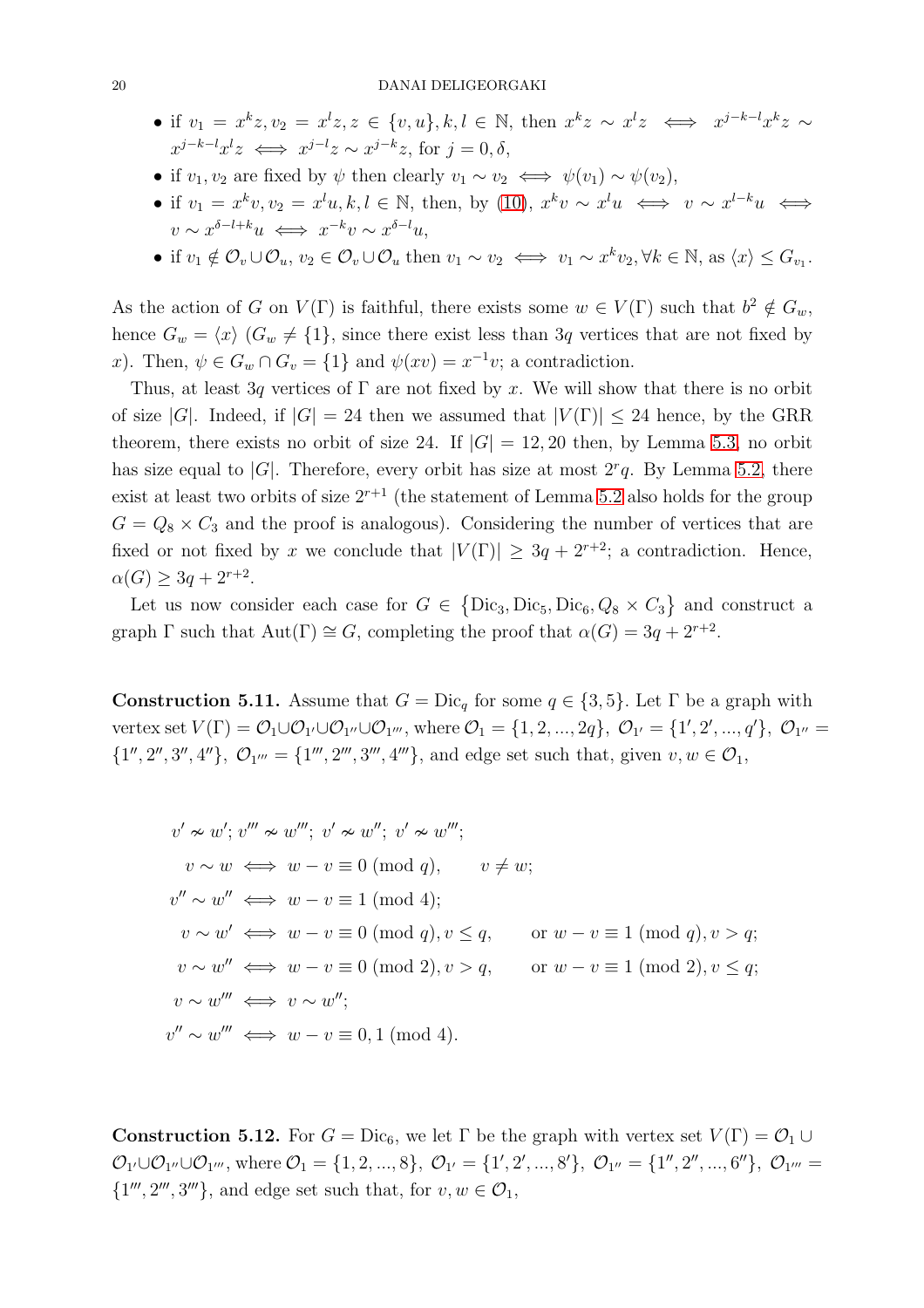- if $v_1 = x^k z, v_2 = x^l z, z \in \{v, u\}, k, l \in \mathbb{N}$, then $x^k z \sim x^l z \iff x^{j-k-l} x^k z \sim x^{j-k-l} x^l z \iff x^{j-l} z \sim x^{j-k} z$, for $j = 0, \delta$,
- if $v_1, v_2$ are fixed by $\psi$ then clearly $v_1 \sim v_2 \iff \psi(v_1) \sim \psi(v_2)$,
- if $v_1 = x^k v, v_2 = x^l u, k, l \in \mathbb{N}$, then, by (10), $x^k v \sim x^l u \iff v \sim x^{l-k} u \iff v \sim x^{\delta - l + k} u \iff x^{-k} v \sim x^{\delta - l} u$,
- if $v_1 \notin \mathcal{O}_v \cup \mathcal{O}_u$, $v_2 \in \mathcal{O}_v \cup \mathcal{O}_u$ then $v_1 \sim v_2 \iff v_1 \sim x^k v_2, \forall k \in \mathbb{N}$, as $\langle x \rangle \leq G_{v_1}$.

As the action of $G$ on $V(\Gamma)$ is faithful, there exists some $w \in V(\Gamma)$ such that $b^2 \notin G_w$, hence $G_w = \langle x \rangle$ ($G_w \neq \{1\}$, since there exist less than $3q$ vertices that are not fixed by $x$). Then, $\psi \in G_w \cap G_v = \{1\}$ and $\psi(xv) = x^{-1} v$; a contradiction.

Thus, at least $3q$ vertices of $\Gamma$ are not fixed by $x$. We will show that there is no orbit of size $|G|$. Indeed, if $|G| = 24$ then we assumed that $|V(\Gamma)| \leq 24$ hence, by the GRR theorem, there exists no orbit of size 24. If $|G| = 12, 20$ then, by Lemma 5.3, no orbit has size equal to $|G|$. Therefore, every orbit has size at most $2^r q$. By Lemma 5.2, there exist at least two orbits of size $2^{r+1}$ (the statement of Lemma 5.2 also holds for the group $G = Q_8 \times C_3$ and the proof is analogous). Considering the number of vertices that are fixed or not fixed by $x$ we conclude that $|V(\Gamma)| \geq 3q + 2^{r+2}$; a contradiction. Hence, $\alpha(G) \geq 3q + 2^{r+2}$.

Let us now consider each case for $G \in \{\mathrm{Dic}_3, \mathrm{Dic}_5, \mathrm{Dic}_6, Q_8 \times C_3\}$ and construct a graph $\Gamma$ such that $\mathrm{Aut}(\Gamma) \cong G$, completing the proof that $\alpha(G) = 3q + 2^{r+2}$.

**Construction 5.11.** Assume that $G = \mathrm{Dic}_q$ for some $q \in \{3, 5\}$. Let $\Gamma$ be a graph with vertex set $V(\Gamma) = \mathcal{O}_1 \cup \mathcal{O}_{1'} \cup \mathcal{O}_{1''} \cup \mathcal{O}_{1'''}$, where $\mathcal{O}_1 = \{1, 2, ..., 2q\}$, $\mathcal{O}_{1'} = \{1', 2', ..., q'\}$, $\mathcal{O}_{1''} = \{1'', 2'', 3'', 4''\}$, $\mathcal{O}_{1'''} = \{1''', 2''', 3''', 4'''\}$, and edge set such that, given $v, w \in \mathcal{O}_1$,

$$
\begin{aligned}
&v' \nsim w';\ v''' \nsim w''';\ v' \nsim w'';\ v' \nsim w''';\\
&v \sim w \iff w - v \equiv 0 \pmod{q}, \qquad v \neq w;\\
&v'' \sim w'' \iff w - v \equiv 1 \pmod{4};\\
&v \sim w' \iff w - v \equiv 0 \pmod{q}, v \leq q, \qquad \text{or } w - v \equiv 1 \pmod{q}, v > q;\\
&v \sim w'' \iff w - v \equiv 0 \pmod{2}, v > q, \qquad \text{or } w - v \equiv 1 \pmod{2}, v \leq q;\\
&v \sim w''' \iff v \sim w'';\\
&v'' \sim w''' \iff w - v \equiv 0, 1 \pmod{4}.
\end{aligned}
$$

**Construction 5.12.** For $G = \mathrm{Dic}_6$, we let $\Gamma$ be the graph with vertex set $V(\Gamma) = \mathcal{O}_1 \cup \mathcal{O}_{1'} \cup \mathcal{O}_{1''} \cup \mathcal{O}_{1'''}$, where $\mathcal{O}_1 = \{1, 2, ..., 8\}$, $\mathcal{O}_{1'} = \{1', 2', ..., 8'\}$, $\mathcal{O}_{1''} = \{1'', 2'', ..., 6''\}$, $\mathcal{O}_{1'''} = \{1''', 2''', 3'''\}$, and edge set such that, for $v, w \in \mathcal{O}_1$,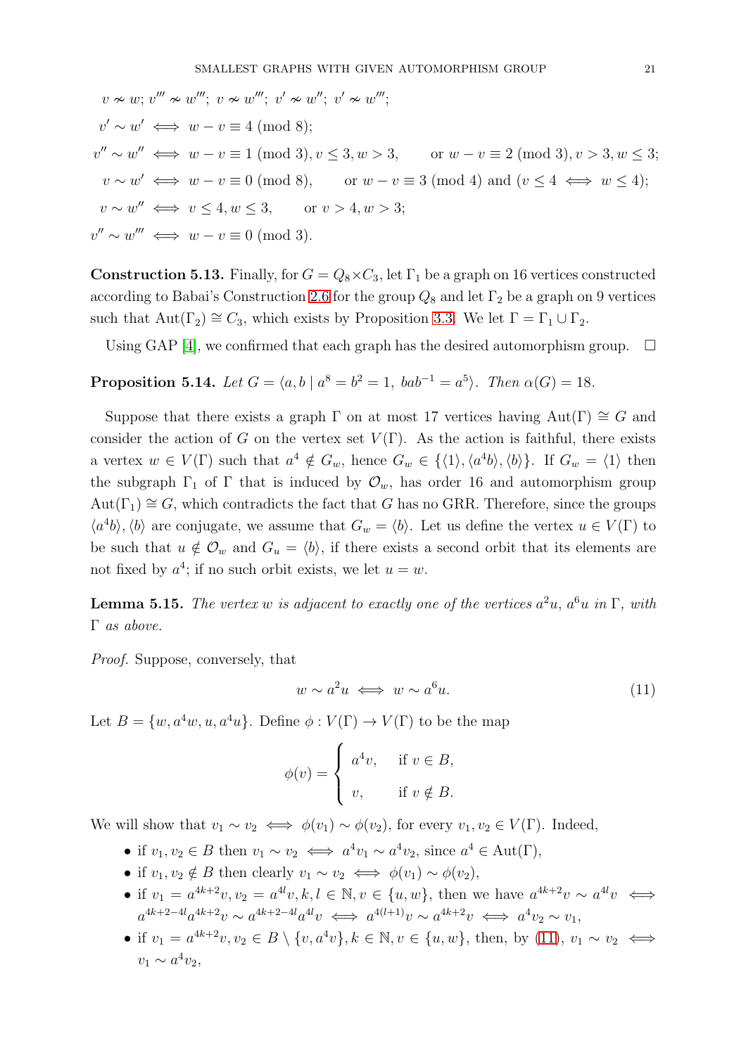$v \nsim w$; $v''' \nsim w'''$; $v \nsim w'''$; $v' \nsim w''$; $v' \nsim w'''$;

$$v' \sim w' \iff w - v \equiv 4 \pmod 8;$$

$$v'' \sim w'' \iff w - v \equiv 1 \pmod 3, v \leq 3, w > 3, \qquad \text{or } w - v \equiv 2 \pmod 3, v > 3, w \leq 3;$$

$$v \sim w' \iff w - v \equiv 0 \pmod 8, \qquad \text{or } w - v \equiv 3 \pmod 4 \text{ and } (v \leq 4 \iff w \leq 4);$$

$$v \sim w'' \iff v \leq 4, w \leq 3, \qquad \text{or } v > 4, w > 3;$$

$$v'' \sim w''' \iff w - v \equiv 0 \pmod 3.$$

**Construction 5.13.** Finally, for $G = Q_8 \times C_3$, let $\Gamma_1$ be a graph on 16 vertices constructed according to Babai's Construction 2.6 for the group $Q_8$ and let $\Gamma_2$ be a graph on 9 vertices such that $\mathrm{Aut}(\Gamma_2) \cong C_3$, which exists by Proposition 3.3. We let $\Gamma = \Gamma_1 \cup \Gamma_2$.

Using GAP [4], we confirmed that each graph has the desired automorphism group. $\square$

**Proposition 5.14.** *Let $G = \langle a, b \mid a^8 = b^2 = 1,\ bab^{-1} = a^5 \rangle$. Then $\alpha(G) = 18$.*

Suppose that there exists a graph $\Gamma$ on at most 17 vertices having $\mathrm{Aut}(\Gamma) \cong G$ and consider the action of $G$ on the vertex set $V(\Gamma)$. As the action is faithful, there exists a vertex $w \in V(\Gamma)$ such that $a^4 \notin G_w$, hence $G_w \in \{\langle 1 \rangle, \langle a^4 b \rangle, \langle b \rangle\}$. If $G_w = \langle 1 \rangle$ then the subgraph $\Gamma_1$ of $\Gamma$ that is induced by $\mathcal{O}_w$, has order 16 and automorphism group $\mathrm{Aut}(\Gamma_1) \cong G$, which contradicts the fact that $G$ has no GRR. Therefore, since the groups $\langle a^4 b \rangle, \langle b \rangle$ are conjugate, we assume that $G_w = \langle b \rangle$. Let us define the vertex $u \in V(\Gamma)$ to be such that $u \notin \mathcal{O}_w$ and $G_u = \langle b \rangle$, if there exists a second orbit that its elements are not fixed by $a^4$; if no such orbit exists, we let $u = w$.

**Lemma 5.15.** *The vertex $w$ is adjacent to exactly one of the vertices $a^2 u$, $a^6 u$ in $\Gamma$, with $\Gamma$ as above.*

*Proof.* Suppose, conversely, that

$$w \sim a^2 u \iff w \sim a^6 u. \tag{11}$$

Let $B = \{w, a^4 w, u, a^4 u\}$. Define $\phi : V(\Gamma) \to V(\Gamma)$ to be the map

$$\phi(v) = \begin{cases} a^4 v, & \text{if } v \in B, \\ v, & \text{if } v \notin B. \end{cases}$$

We will show that $v_1 \sim v_2 \iff \phi(v_1) \sim \phi(v_2)$, for every $v_1, v_2 \in V(\Gamma)$. Indeed,

- if $v_1, v_2 \in B$ then $v_1 \sim v_2 \iff a^4 v_1 \sim a^4 v_2$, since $a^4 \in \mathrm{Aut}(\Gamma)$,
- if $v_1, v_2 \notin B$ then clearly $v_1 \sim v_2 \iff \phi(v_1) \sim \phi(v_2)$,
- if $v_1 = a^{4k+2} v, v_2 = a^{4l} v, k, l \in \mathbb{N}, v \in \{u, w\}$, then we have $a^{4k+2} v \sim a^{4l} v \iff a^{4k+2-4l} a^{4k+2} v \sim a^{4k+2-4l} a^{4l} v \iff a^{4(l+1)} v \sim a^{4k+2} v \iff a^4 v_2 \sim v_1$,
- if $v_1 = a^{4k+2} v, v_2 \in B \setminus \{v, a^4 v\}, k \in \mathbb{N}, v \in \{u, w\}$, then, by (11), $v_1 \sim v_2 \iff v_1 \sim a^4 v_2$,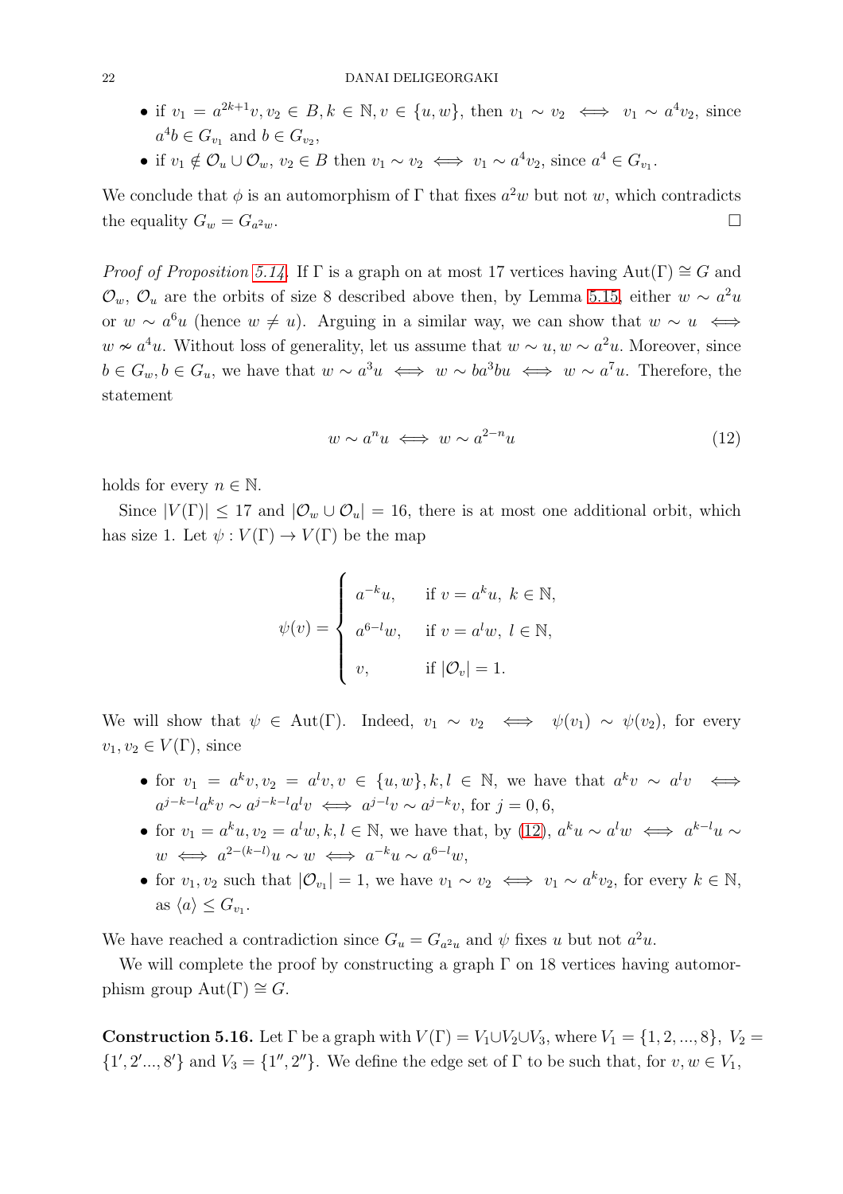- if $v_1 = a^{2k+1}v, v_2 \in B, k \in \mathbb{N}, v \in \{u, w\}$, then $v_1 \sim v_2 \iff v_1 \sim a^4 v_2$, since $a^4 b \in G_{v_1}$ and $b \in G_{v_2}$,
- if $v_1 \notin \mathcal{O}_u \cup \mathcal{O}_w$, $v_2 \in B$ then $v_1 \sim v_2 \iff v_1 \sim a^4 v_2$, since $a^4 \in G_{v_1}$.

We conclude that $\phi$ is an automorphism of $\Gamma$ that fixes $a^2 w$ but not $w$, which contradicts the equality $G_w = G_{a^2 w}$. $\square$

*Proof of Proposition 5.14.* If $\Gamma$ is a graph on at most 17 vertices having $\mathrm{Aut}(\Gamma) \cong G$ and $\mathcal{O}_w$, $\mathcal{O}_u$ are the orbits of size 8 described above then, by Lemma 5.15, either $w \sim a^2 u$ or $w \sim a^6 u$ (hence $w \neq u$). Arguing in a similar way, we can show that $w \sim u \iff w \nsim a^4 u$. Without loss of generality, let us assume that $w \sim u, w \sim a^2 u$. Moreover, since $b \in G_w, b \in G_u$, we have that $w \sim a^3 u \iff w \sim ba^3 bu \iff w \sim a^7 u$. Therefore, the statement

$$w \sim a^n u \iff w \sim a^{2-n} u \tag{12}$$

holds for every $n \in \mathbb{N}$.

Since $|V(\Gamma)| \leq 17$ and $|\mathcal{O}_w \cup \mathcal{O}_u| = 16$, there is at most one additional orbit, which has size 1. Let $\psi : V(\Gamma) \to V(\Gamma)$ be the map

$$\psi(v) = \begin{cases} a^{-k}u, & \text{if } v = a^k u,\ k \in \mathbb{N}, \\ a^{6-l}w, & \text{if } v = a^l w,\ l \in \mathbb{N}, \\ v, & \text{if } |\mathcal{O}_v| = 1. \end{cases}$$

We will show that $\psi \in \mathrm{Aut}(\Gamma)$. Indeed, $v_1 \sim v_2 \iff \psi(v_1) \sim \psi(v_2)$, for every $v_1, v_2 \in V(\Gamma)$, since

- for $v_1 = a^k v, v_2 = a^l v, v \in \{u, w\}, k, l \in \mathbb{N}$, we have that $a^k v \sim a^l v \iff a^{j-k-l}a^k v \sim a^{j-k-l}a^l v \iff a^{j-l}v \sim a^{j-k}v$, for $j = 0, 6$,
- for $v_1 = a^k u, v_2 = a^l w, k, l \in \mathbb{N}$, we have that, by (12), $a^k u \sim a^l w \iff a^{k-l}u \sim w \iff a^{2-(k-l)}u \sim w \iff a^{-k}u \sim a^{6-l}w$,
- for $v_1, v_2$ such that $|\mathcal{O}_{v_1}| = 1$, we have $v_1 \sim v_2 \iff v_1 \sim a^k v_2$, for every $k \in \mathbb{N}$, as $\langle a \rangle \leq G_{v_1}$.

We have reached a contradiction since $G_u = G_{a^2 u}$ and $\psi$ fixes $u$ but not $a^2 u$.

We will complete the proof by constructing a graph $\Gamma$ on 18 vertices having automorphism group $\mathrm{Aut}(\Gamma) \cong G$.

**Construction 5.16.** Let $\Gamma$ be a graph with $V(\Gamma) = V_1 \cup V_2 \cup V_3$, where $V_1 = \{1, 2, ..., 8\}$, $V_2 = \{1', 2' ..., 8'\}$ and $V_3 = \{1'', 2''\}$. We define the edge set of $\Gamma$ to be such that, for $v, w \in V_1$,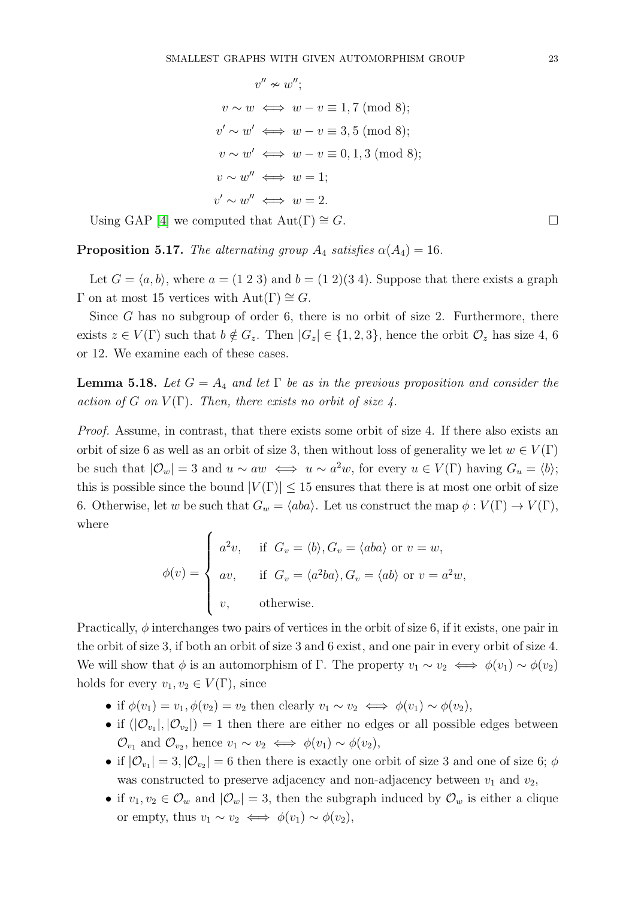$$
\begin{aligned}
v'' &\nsim w'';\\
v \sim w &\iff w - v \equiv 1, 7 \pmod 8;\\
v' \sim w' &\iff w - v \equiv 3, 5 \pmod 8;\\
v \sim w' &\iff w - v \equiv 0, 1, 3 \pmod 8;\\
v \sim w'' &\iff w = 1;\\
v' \sim w'' &\iff w = 2.
\end{aligned}
$$

Using GAP [4] we computed that $\mathrm{Aut}(\Gamma) \cong G$. □

**Proposition 5.17.** *The alternating group $A_4$ satisfies $\alpha(A_4) = 16$.*

Let $G = \langle a, b \rangle$, where $a = (1\ 2\ 3)$ and $b = (1\ 2)(3\ 4)$. Suppose that there exists a graph $\Gamma$ on at most 15 vertices with $\mathrm{Aut}(\Gamma) \cong G$.

Since $G$ has no subgroup of order 6, there is no orbit of size 2. Furthermore, there exists $z \in V(\Gamma)$ such that $b \notin G_z$. Then $|G_z| \in \{1, 2, 3\}$, hence the orbit $\mathcal{O}_z$ has size 4, 6 or 12. We examine each of these cases.

**Lemma 5.18.** *Let $G = A_4$ and let $\Gamma$ be as in the previous proposition and consider the action of $G$ on $V(\Gamma)$. Then, there exists no orbit of size 4.*

*Proof.* Assume, in contrast, that there exists some orbit of size 4. If there also exists an orbit of size 6 as well as an orbit of size 3, then without loss of generality we let $w \in V(\Gamma)$ be such that $|\mathcal{O}_w| = 3$ and $u \sim aw \iff u \sim a^2 w$, for every $u \in V(\Gamma)$ having $G_u = \langle b \rangle$; this is possible since the bound $|V(\Gamma)| \leq 15$ ensures that there is at most one orbit of size 6. Otherwise, let $w$ be such that $G_w = \langle aba \rangle$. Let us construct the map $\phi : V(\Gamma) \to V(\Gamma)$, where

$$
\phi(v) = \begin{cases} a^2 v, & \text{if } G_v = \langle b \rangle, G_v = \langle aba \rangle \text{ or } v = w,\\ av, & \text{if } G_v = \langle a^2 ba \rangle, G_v = \langle ab \rangle \text{ or } v = a^2 w,\\ v, & \text{otherwise.} \end{cases}
$$

Practically, $\phi$ interchanges two pairs of vertices in the orbit of size 6, if it exists, one pair in the orbit of size 3, if both an orbit of size 3 and 6 exist, and one pair in every orbit of size 4. We will show that $\phi$ is an automorphism of $\Gamma$. The property $v_1 \sim v_2 \iff \phi(v_1) \sim \phi(v_2)$ holds for every $v_1, v_2 \in V(\Gamma)$, since

- if $\phi(v_1) = v_1, \phi(v_2) = v_2$ then clearly $v_1 \sim v_2 \iff \phi(v_1) \sim \phi(v_2)$,
- if $(|\mathcal{O}_{v_1}|, |\mathcal{O}_{v_2}|) = 1$ then there are either no edges or all possible edges between $\mathcal{O}_{v_1}$ and $\mathcal{O}_{v_2}$, hence $v_1 \sim v_2 \iff \phi(v_1) \sim \phi(v_2)$,
- if $|\mathcal{O}_{v_1}| = 3, |\mathcal{O}_{v_2}| = 6$ then there is exactly one orbit of size 3 and one of size 6; $\phi$ was constructed to preserve adjacency and non-adjacency between $v_1$ and $v_2$,
- if $v_1, v_2 \in \mathcal{O}_w$ and $|\mathcal{O}_w| = 3$, then the subgraph induced by $\mathcal{O}_w$ is either a clique or empty, thus $v_1 \sim v_2 \iff \phi(v_1) \sim \phi(v_2)$,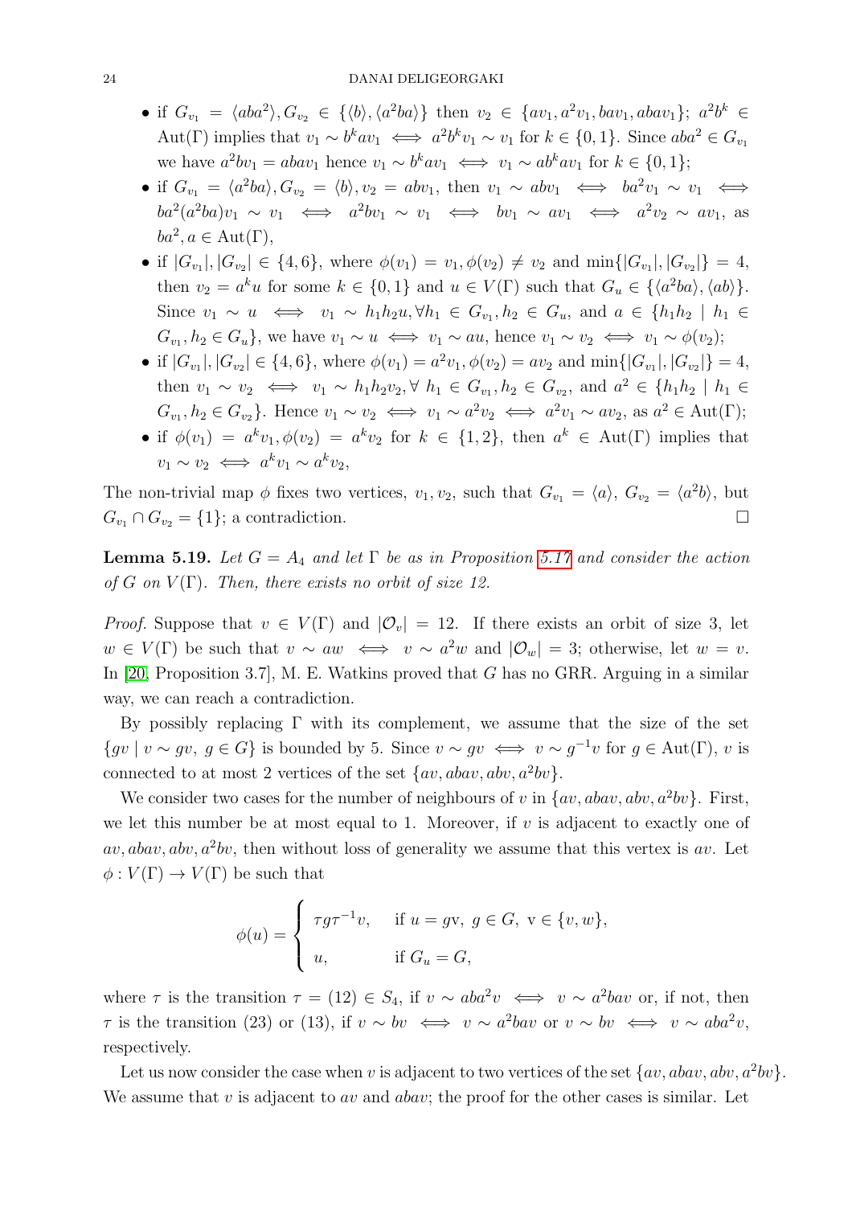- if $G_{v_1} = \langle aba^2 \rangle, G_{v_2} \in \{\langle b \rangle, \langle a^2ba \rangle\}$ then $v_2 \in \{av_1, a^2v_1, bav_1, abav_1\}$; $a^2b^k \in \mathrm{Aut}(\Gamma)$ implies that $v_1 \sim b^kav_1 \iff a^2b^kv_1 \sim v_1$ for $k \in \{0,1\}$. Since $aba^2 \in G_{v_1}$ we have $a^2bv_1 = abav_1$ hence $v_1 \sim b^kav_1 \iff v_1 \sim ab^kav_1$ for $k \in \{0,1\}$;
- if $G_{v_1} = \langle a^2ba \rangle, G_{v_2} = \langle b \rangle, v_2 = abv_1$, then $v_1 \sim abv_1 \iff ba^2v_1 \sim v_1 \iff ba^2(a^2ba)v_1 \sim v_1 \iff a^2bv_1 \sim v_1 \iff bv_1 \sim av_1 \iff a^2v_2 \sim av_1$, as $ba^2, a \in \mathrm{Aut}(\Gamma)$,
- if $|G_{v_1}|, |G_{v_2}| \in \{4,6\}$, where $\phi(v_1) = v_1, \phi(v_2) \neq v_2$ and $\min\{|G_{v_1}|, |G_{v_2}|\} = 4$, then $v_2 = a^ku$ for some $k \in \{0,1\}$ and $u \in V(\Gamma)$ such that $G_u \in \{\langle a^2ba \rangle, \langle ab \rangle\}$. Since $v_1 \sim u \iff v_1 \sim h_1h_2u, \forall h_1 \in G_{v_1}, h_2 \in G_u$, and $a \in \{h_1h_2 \mid h_1 \in G_{v_1}, h_2 \in G_u\}$, we have $v_1 \sim u \iff v_1 \sim au$, hence $v_1 \sim v_2 \iff v_1 \sim \phi(v_2)$;
- if $|G_{v_1}|, |G_{v_2}| \in \{4,6\}$, where $\phi(v_1) = a^2v_1, \phi(v_2) = av_2$ and $\min\{|G_{v_1}|, |G_{v_2}|\} = 4$, then $v_1 \sim v_2 \iff v_1 \sim h_1h_2v_2, \forall\, h_1 \in G_{v_1}, h_2 \in G_{v_2}$, and $a^2 \in \{h_1h_2 \mid h_1 \in G_{v_1}, h_2 \in G_{v_2}\}$. Hence $v_1 \sim v_2 \iff v_1 \sim a^2v_2 \iff a^2v_1 \sim av_2$, as $a^2 \in \mathrm{Aut}(\Gamma)$;
- if $\phi(v_1) = a^kv_1, \phi(v_2) = a^kv_2$ for $k \in \{1,2\}$, then $a^k \in \mathrm{Aut}(\Gamma)$ implies that $v_1 \sim v_2 \iff a^kv_1 \sim a^kv_2$,

The non-trivial map $\phi$ fixes two vertices, $v_1, v_2$, such that $G_{v_1} = \langle a \rangle$, $G_{v_2} = \langle a^2b \rangle$, but $G_{v_1} \cap G_{v_2} = \{1\}$; a contradiction. $\square$

**Lemma 5.19.** *Let $G = A_4$ and let $\Gamma$ be as in Proposition 5.17 and consider the action of $G$ on $V(\Gamma)$. Then, there exists no orbit of size 12.*

*Proof.* Suppose that $v \in V(\Gamma)$ and $|\mathcal{O}_v| = 12$. If there exists an orbit of size 3, let $w \in V(\Gamma)$ be such that $v \sim aw \iff v \sim a^2w$ and $|\mathcal{O}_w| = 3$; otherwise, let $w = v$. In [20, Proposition 3.7], M. E. Watkins proved that $G$ has no GRR. Arguing in a similar way, we can reach a contradiction.

By possibly replacing $\Gamma$ with its complement, we assume that the size of the set $\{gv \mid v \sim gv,\ g \in G\}$ is bounded by 5. Since $v \sim gv \iff v \sim g^{-1}v$ for $g \in \mathrm{Aut}(\Gamma)$, $v$ is connected to at most 2 vertices of the set $\{av, abav, abv, a^2bv\}$.

We consider two cases for the number of neighbours of $v$ in $\{av, abav, abv, a^2bv\}$. First, we let this number be at most equal to 1. Moreover, if $v$ is adjacent to exactly one of $av, abav, abv, a^2bv$, then without loss of generality we assume that this vertex is $av$. Let $\phi : V(\Gamma) \to V(\Gamma)$ be such that

$$\phi(u) = \begin{cases} \tau g \tau^{-1} v, & \text{if } u = g\mathrm{v},\ g \in G,\ \mathrm{v} \in \{v, w\}, \\ u, & \text{if } G_u = G, \end{cases}$$

where $\tau$ is the transition $\tau = (12) \in S_4$, if $v \sim aba^2v \iff v \sim a^2bav$ or, if not, then $\tau$ is the transition $(23)$ or $(13)$, if $v \sim bv \iff v \sim a^2bav$ or $v \sim bv \iff v \sim aba^2v$, respectively.

Let us now consider the case when $v$ is adjacent to two vertices of the set $\{av, abav, abv, a^2bv\}$. We assume that $v$ is adjacent to $av$ and $abav$; the proof for the other cases is similar. Let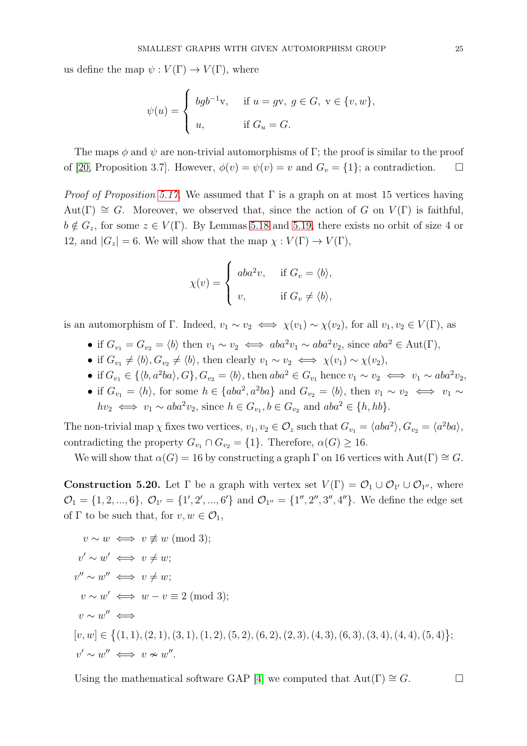us define the map $\psi : V(\Gamma) \to V(\Gamma)$, where

$$\psi(u) = \begin{cases} bgb^{-1}\mathrm{v}, & \text{if } u = g\mathrm{v},\ g \in G,\ \mathrm{v} \in \{v, w\}, \\ u, & \text{if } G_u = G. \end{cases}$$

The maps $\phi$ and $\psi$ are non-trivial automorphisms of $\Gamma$; the proof is similar to the proof of [20, Proposition 3.7]. However, $\phi(v) = \psi(v) = v$ and $G_v = \{1\}$; a contradiction. $\square$

*Proof of Proposition 5.17.* We assumed that $\Gamma$ is a graph on at most 15 vertices having $\mathrm{Aut}(\Gamma) \cong G$. Moreover, we observed that, since the action of $G$ on $V(\Gamma)$ is faithful, $b \notin G_z$, for some $z \in V(\Gamma)$. By Lemmas 5.18 and 5.19, there exists no orbit of size 4 or 12, and $|G_z| = 6$. We will show that the map $\chi : V(\Gamma) \to V(\Gamma)$,

$$\chi(v) = \begin{cases} aba^2 v, & \text{if } G_v = \langle b \rangle, \\ v, & \text{if } G_v \neq \langle b \rangle, \end{cases}$$

is an automorphism of $\Gamma$. Indeed, $v_1 \sim v_2 \iff \chi(v_1) \sim \chi(v_2)$, for all $v_1, v_2 \in V(\Gamma)$, as

- if $G_{v_1} = G_{v_2} = \langle b \rangle$ then $v_1 \sim v_2 \iff aba^2 v_1 \sim aba^2 v_2$, since $aba^2 \in \mathrm{Aut}(\Gamma)$,
- if $G_{v_1} \neq \langle b \rangle, G_{v_2} \neq \langle b \rangle$, then clearly $v_1 \sim v_2 \iff \chi(v_1) \sim \chi(v_2)$,
- if $G_{v_1} \in \{\langle b, a^2ba \rangle, G\}, G_{v_2} = \langle b \rangle$, then $aba^2 \in G_{v_1}$ hence $v_1 \sim v_2 \iff v_1 \sim aba^2 v_2$,
- if $G_{v_1} = \langle h \rangle$, for some $h \in \{aba^2, a^2ba\}$ and $G_{v_2} = \langle b \rangle$, then $v_1 \sim v_2 \iff v_1 \sim hv_2 \iff v_1 \sim aba^2 v_2$, since $h \in G_{v_1}, b \in G_{v_2}$ and $aba^2 \in \{h, hb\}$.

The non-trivial map $\chi$ fixes two vertices, $v_1, v_2 \in \mathcal{O}_z$ such that $G_{v_1} = \langle aba^2 \rangle, G_{v_2} = \langle a^2ba \rangle$, contradicting the property $G_{v_1} \cap G_{v_2} = \{1\}$. Therefore, $\alpha(G) \geq 16$.

We will show that $\alpha(G) = 16$ by constructing a graph $\Gamma$ on 16 vertices with $\mathrm{Aut}(\Gamma) \cong G$.

**Construction 5.20.** Let $\Gamma$ be a graph with vertex set $V(\Gamma) = \mathcal{O}_1 \cup \mathcal{O}_{1'} \cup \mathcal{O}_{1''}$, where $\mathcal{O}_1 = \{1, 2, ..., 6\}$, $\mathcal{O}_{1'} = \{1', 2', ..., 6'\}$ and $\mathcal{O}_{1''} = \{1'', 2'', 3'', 4''\}$. We define the edge set of $\Gamma$ to be such that, for $v, w \in \mathcal{O}_1$,

$$\begin{aligned}
&v \sim w \iff v \not\equiv w \pmod 3; \\
&v' \sim w' \iff v \neq w; \\
&v'' \sim w'' \iff v \neq w; \\
&v \sim w' \iff w - v \equiv 2 \pmod 3; \\
&v \sim w'' \iff \\
&[v, w] \in \{(1,1), (2,1), (3,1), (1,2), (5,2), (6,2), (2,3), (4,3), (6,3), (3,4), (4,4), (5,4)\}; \\
&v' \sim w'' \iff v \nsim w''.
\end{aligned}$$

Using the mathematical software GAP [4] we computed that $\mathrm{Aut}(\Gamma) \cong G$. $\square$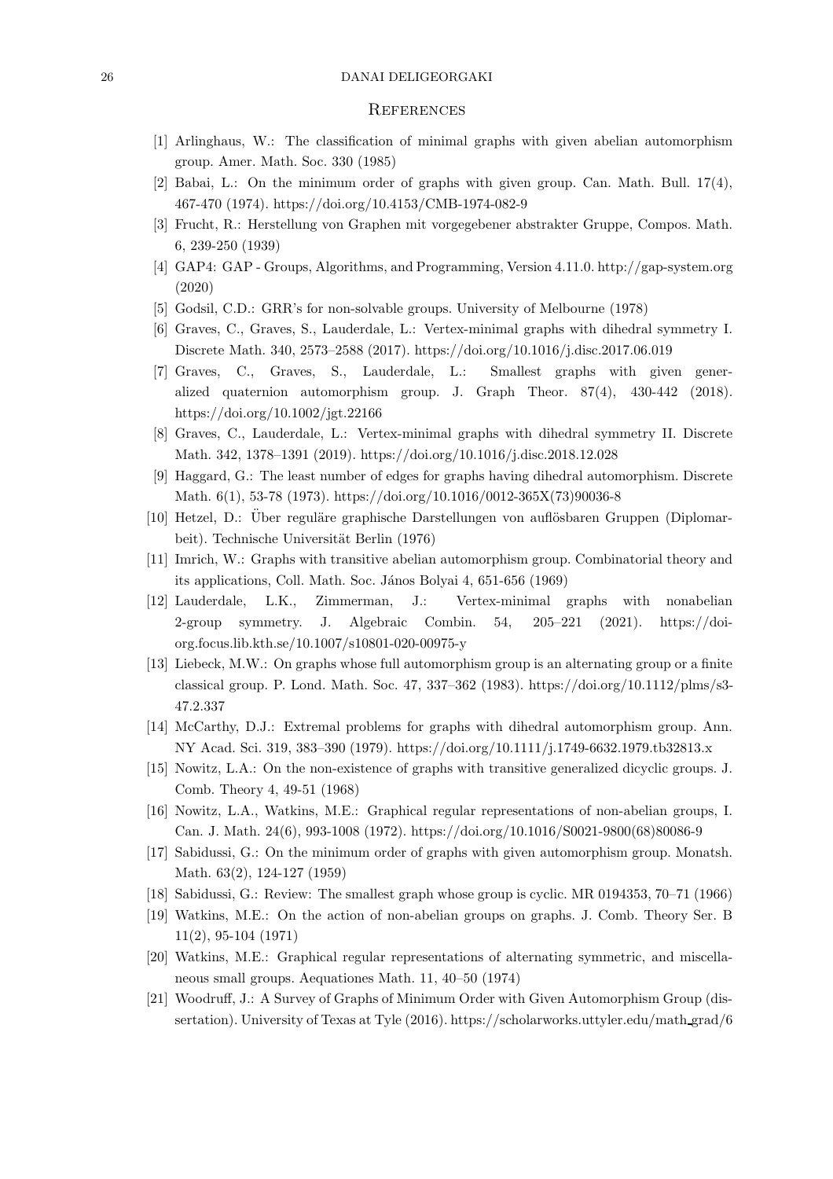## References

[1] Arlinghaus, W.: The classification of minimal graphs with given abelian automorphism group. Amer. Math. Soc. 330 (1985)

[2] Babai, L.: On the minimum order of graphs with given group. Can. Math. Bull. 17(4), 467-470 (1974). https://doi.org/10.4153/CMB-1974-082-9

[3] Frucht, R.: Herstellung von Graphen mit vorgegebener abstrakter Gruppe, Compos. Math. 6, 239-250 (1939)

[4] GAP4: GAP - Groups, Algorithms, and Programming, Version 4.11.0. http://gap-system.org (2020)

[5] Godsil, C.D.: GRR's for non-solvable groups. University of Melbourne (1978)

[6] Graves, C., Graves, S., Lauderdale, L.: Vertex-minimal graphs with dihedral symmetry I. Discrete Math. 340, 2573–2588 (2017). https://doi.org/10.1016/j.disc.2017.06.019

[7] Graves, C., Graves, S., Lauderdale, L.: Smallest graphs with given generalized quaternion automorphism group. J. Graph Theor. 87(4), 430-442 (2018). https://doi.org/10.1002/jgt.22166

[8] Graves, C., Lauderdale, L.: Vertex-minimal graphs with dihedral symmetry II. Discrete Math. 342, 1378–1391 (2019). https://doi.org/10.1016/j.disc.2018.12.028

[9] Haggard, G.: The least number of edges for graphs having dihedral automorphism. Discrete Math. 6(1), 53-78 (1973). https://doi.org/10.1016/0012-365X(73)90036-8

[10] Hetzel, D.: Über reguläre graphische Darstellungen von auflösbaren Gruppen (Diplomarbeit). Technische Universität Berlin (1976)

[11] Imrich, W.: Graphs with transitive abelian automorphism group. Combinatorial theory and its applications, Coll. Math. Soc. János Bolyai 4, 651-656 (1969)

[12] Lauderdale, L.K., Zimmerman, J.: Vertex-minimal graphs with nonabelian 2-group symmetry. J. Algebraic Combin. 54, 205–221 (2021). https://doi-org.focus.lib.kth.se/10.1007/s10801-020-00975-y

[13] Liebeck, M.W.: On graphs whose full automorphism group is an alternating group or a finite classical group. P. Lond. Math. Soc. 47, 337–362 (1983). https://doi.org/10.1112/plms/s3-47.2.337

[14] McCarthy, D.J.: Extremal problems for graphs with dihedral automorphism group. Ann. NY Acad. Sci. 319, 383–390 (1979). https://doi.org/10.1111/j.1749-6632.1979.tb32813.x

[15] Nowitz, L.A.: On the non-existence of graphs with transitive generalized dicyclic groups. J. Comb. Theory 4, 49-51 (1968)

[16] Nowitz, L.A., Watkins, M.E.: Graphical regular representations of non-abelian groups, I. Can. J. Math. 24(6), 993-1008 (1972). https://doi.org/10.1016/S0021-9800(68)80086-9

[17] Sabidussi, G.: On the minimum order of graphs with given automorphism group. Monatsh. Math. 63(2), 124-127 (1959)

[18] Sabidussi, G.: Review: The smallest graph whose group is cyclic. MR 0194353, 70–71 (1966)

[19] Watkins, M.E.: On the action of non-abelian groups on graphs. J. Comb. Theory Ser. B 11(2), 95-104 (1971)

[20] Watkins, M.E.: Graphical regular representations of alternating symmetric, and miscellaneous small groups. Aequationes Math. 11, 40–50 (1974)

[21] Woodruff, J.: A Survey of Graphs of Minimum Order with Given Automorphism Group (dissertation). University of Texas at Tyle (2016). https://scholarworks.uttyler.edu/math_grad/6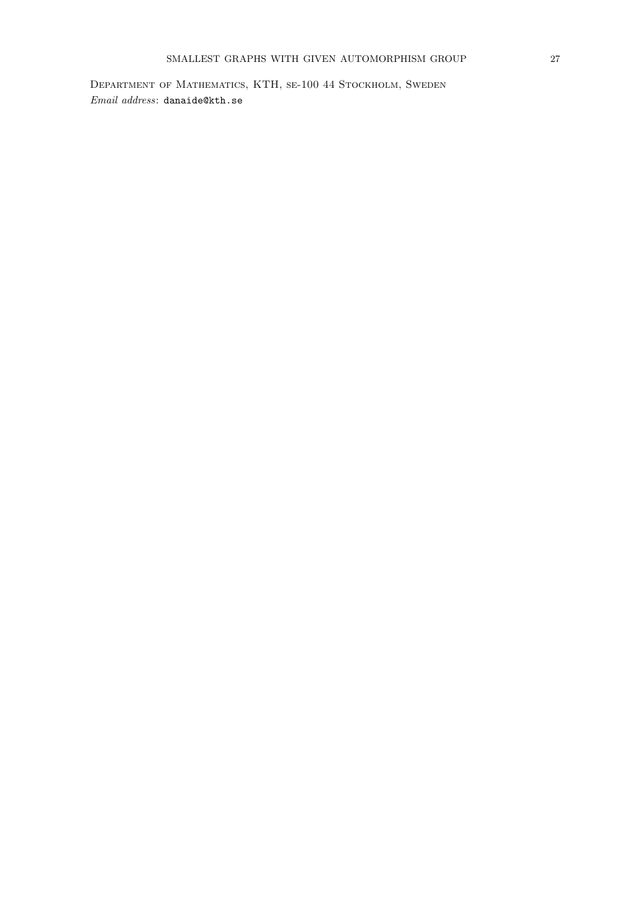Department of Mathematics, KTH, se-100 44 Stockholm, Sweden
*Email address*: danaide@kth.se